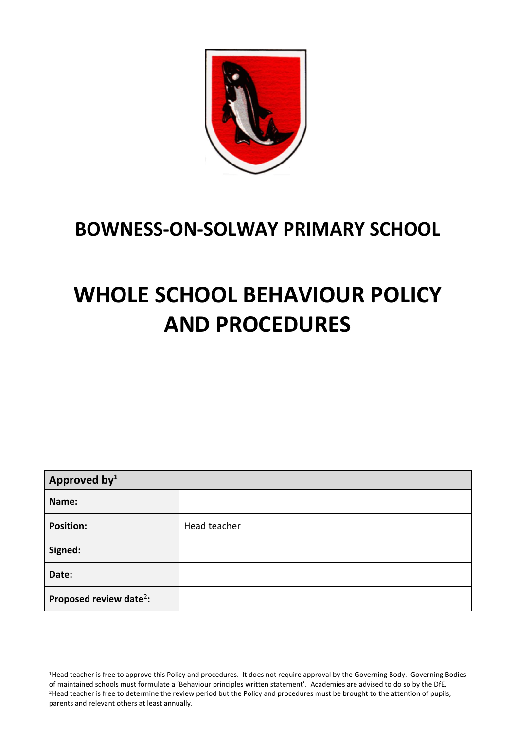# BOWNESS-ON-SOLWAY PRIMARY SCHOOL

# WHOLE SCHOOL BEHAVIOUR POLICY AND PROCEDURES

| Approved by[1] | |
|---|---|
| **Name:** | |
| **Position:** | Head teacher |
| **Signed:** | |
| **Date:** | |
| **Proposed review date**[2]**:** | |

[1]Head teacher is free to approve this Policy and procedures. It does not require approval by the Governing Body. Governing Bodies of maintained schools must formulate a 'Behaviour principles written statement'. Academies are advised to do so by the DfE.
[2]Head teacher is free to determine the review period but the Policy and procedures must be brought to the attention of pupils, parents and relevant others at least annually.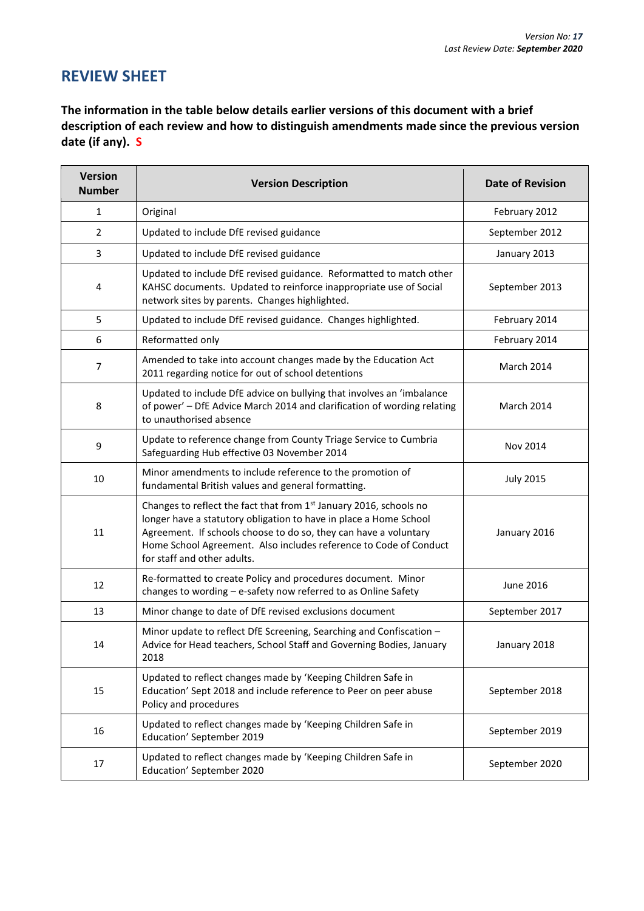*Version No: **17***
*Last Review Date: **September 2020***

## REVIEW SHEET

**The information in the table below details earlier versions of this document with a brief description of each review and how to distinguish amendments made since the previous version date (if any). S**

| Version Number | Version Description | Date of Revision |
|---|---|---|
| 1 | Original | February 2012 |
| 2 | Updated to include DfE revised guidance | September 2012 |
| 3 | Updated to include DfE revised guidance | January 2013 |
| 4 | Updated to include DfE revised guidance. Reformatted to match other KAHSC documents. Updated to reinforce inappropriate use of Social network sites by parents. Changes highlighted. | September 2013 |
| 5 | Updated to include DfE revised guidance. Changes highlighted. | February 2014 |
| 6 | Reformatted only | February 2014 |
| 7 | Amended to take into account changes made by the Education Act 2011 regarding notice for out of school detentions | March 2014 |
| 8 | Updated to include DfE advice on bullying that involves an 'imbalance of power' – DfE Advice March 2014 and clarification of wording relating to unauthorised absence | March 2014 |
| 9 | Update to reference change from County Triage Service to Cumbria Safeguarding Hub effective 03 November 2014 | Nov 2014 |
| 10 | Minor amendments to include reference to the promotion of fundamental British values and general formatting. | July 2015 |
| 11 | Changes to reflect the fact that from 1st January 2016, schools no longer have a statutory obligation to have in place a Home School Agreement. If schools choose to do so, they can have a voluntary Home School Agreement. Also includes reference to Code of Conduct for staff and other adults. | January 2016 |
| 12 | Re-formatted to create Policy and procedures document. Minor changes to wording – e-safety now referred to as Online Safety | June 2016 |
| 13 | Minor change to date of DfE revised exclusions document | September 2017 |
| 14 | Minor update to reflect DfE Screening, Searching and Confiscation – Advice for Head teachers, School Staff and Governing Bodies, January 2018 | January 2018 |
| 15 | Updated to reflect changes made by 'Keeping Children Safe in Education' Sept 2018 and include reference to Peer on peer abuse Policy and procedures | September 2018 |
| 16 | Updated to reflect changes made by 'Keeping Children Safe in Education' September 2019 | September 2019 |
| 17 | Updated to reflect changes made by 'Keeping Children Safe in Education' September 2020 | September 2020 |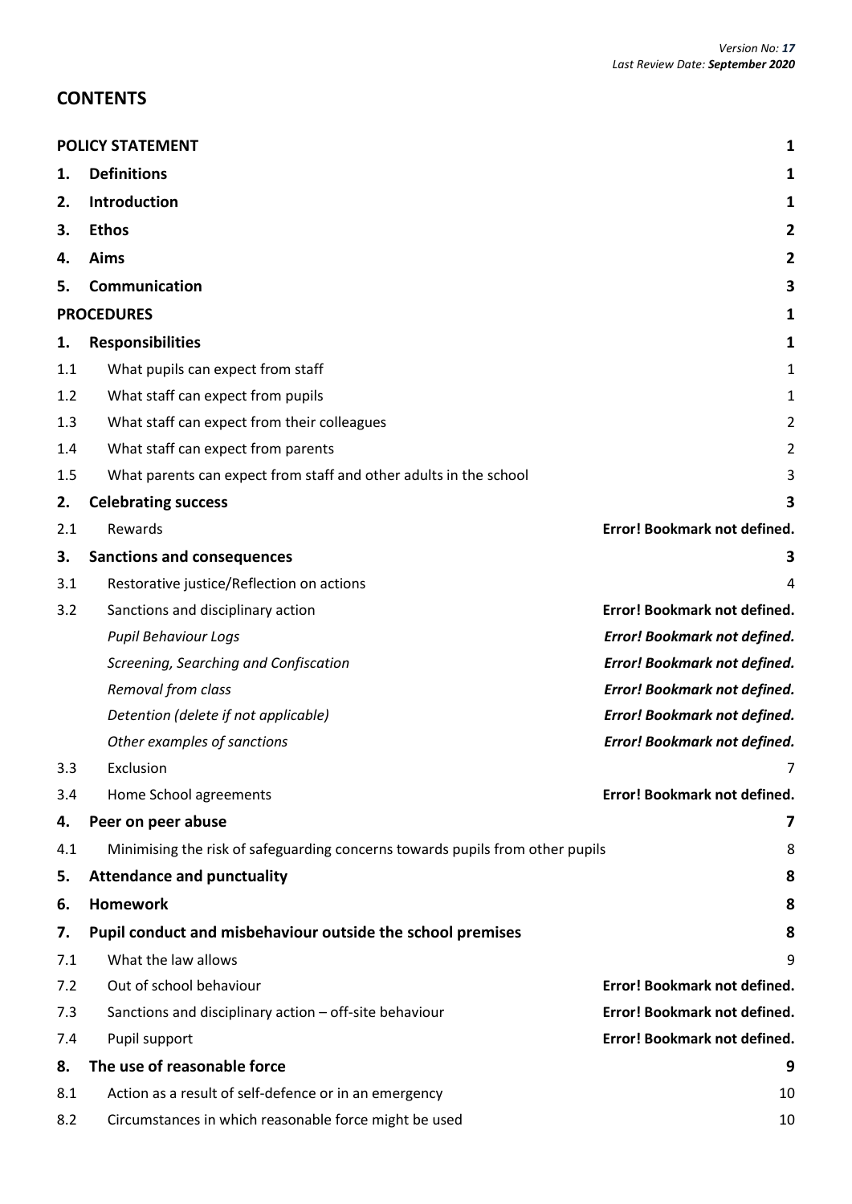Version No: ***17***
Last Review Date: ***September 2020***

## CONTENTS

| | | |
|---|---|---|
| **POLICY STATEMENT** | | **1** |
| **1.** | **Definitions** | **1** |
| **2.** | **Introduction** | **1** |
| **3.** | **Ethos** | **2** |
| **4.** | **Aims** | **2** |
| **5.** | **Communication** | **3** |
| **PROCEDURES** | | **1** |
| **1.** | **Responsibilities** | **1** |
| 1.1 | What pupils can expect from staff | 1 |
| 1.2 | What staff can expect from pupils | 1 |
| 1.3 | What staff can expect from their colleagues | 2 |
| 1.4 | What staff can expect from parents | 2 |
| 1.5 | What parents can expect from staff and other adults in the school | 3 |
| **2.** | **Celebrating success** | **3** |
| 2.1 | Rewards | **Error! Bookmark not defined.** |
| **3.** | **Sanctions and consequences** | **3** |
| 3.1 | Restorative justice/Reflection on actions | 4 |
| 3.2 | Sanctions and disciplinary action | **Error! Bookmark not defined.** |
| | *Pupil Behaviour Logs* | ***Error! Bookmark not defined.*** |
| | *Screening, Searching and Confiscation* | ***Error! Bookmark not defined.*** |
| | *Removal from class* | ***Error! Bookmark not defined.*** |
| | *Detention (delete if not applicable)* | ***Error! Bookmark not defined.*** |
| | *Other examples of sanctions* | ***Error! Bookmark not defined.*** |
| 3.3 | Exclusion | 7 |
| 3.4 | Home School agreements | **Error! Bookmark not defined.** |
| **4.** | **Peer on peer abuse** | **7** |
| 4.1 | Minimising the risk of safeguarding concerns towards pupils from other pupils | 8 |
| **5.** | **Attendance and punctuality** | **8** |
| **6.** | **Homework** | **8** |
| **7.** | **Pupil conduct and misbehaviour outside the school premises** | **8** |
| 7.1 | What the law allows | 9 |
| 7.2 | Out of school behaviour | **Error! Bookmark not defined.** |
| 7.3 | Sanctions and disciplinary action – off-site behaviour | **Error! Bookmark not defined.** |
| 7.4 | Pupil support | **Error! Bookmark not defined.** |
| **8.** | **The use of reasonable force** | **9** |
| 8.1 | Action as a result of self-defence or in an emergency | 10 |
| 8.2 | Circumstances in which reasonable force might be used | 10 |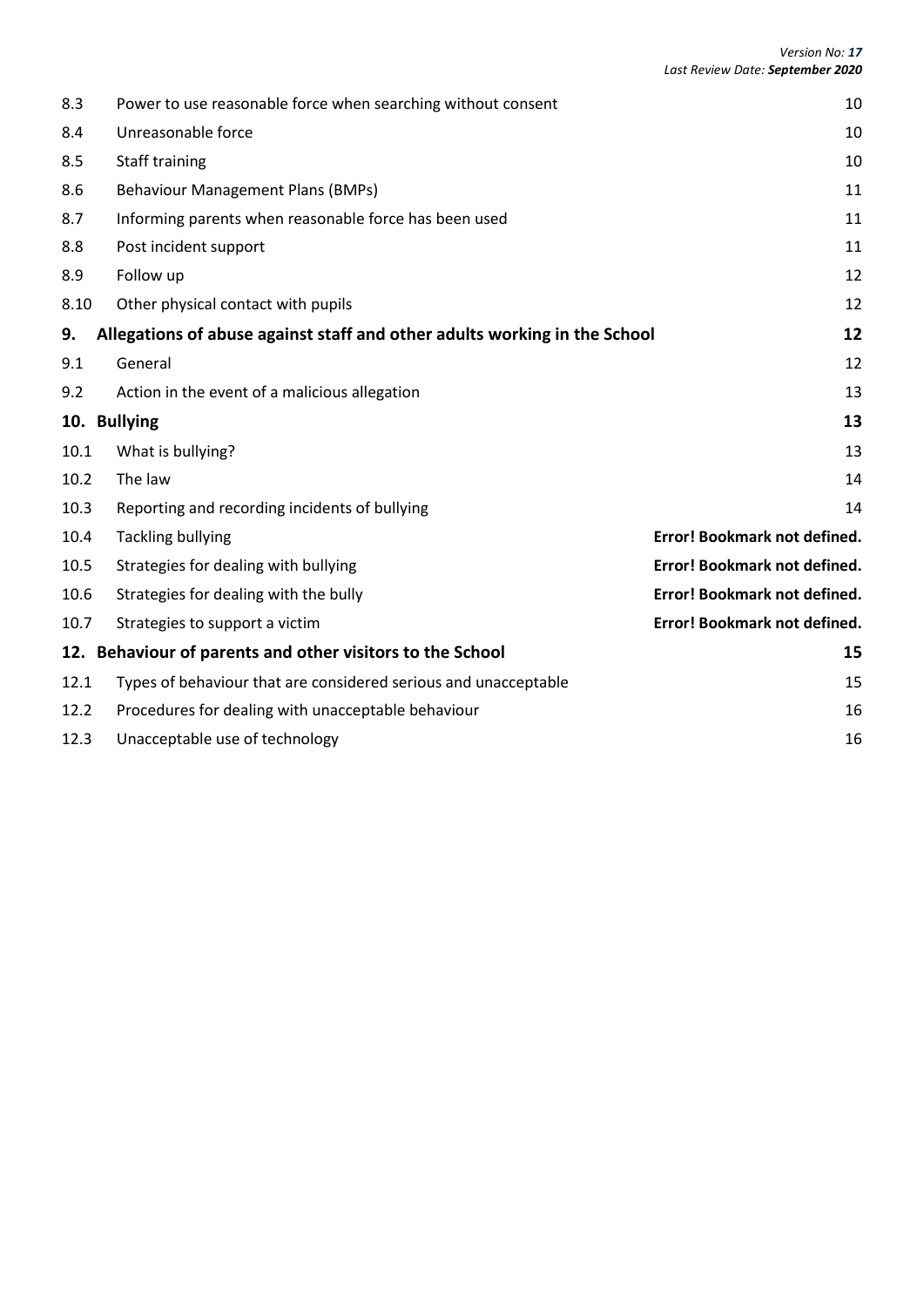| | | |
|---|---|---|
| 8.3 | Power to use reasonable force when searching without consent | 10 |
| 8.4 | Unreasonable force | 10 |
| 8.5 | Staff training | 10 |
| 8.6 | Behaviour Management Plans (BMPs) | 11 |
| 8.7 | Informing parents when reasonable force has been used | 11 |
| 8.8 | Post incident support | 11 |
| 8.9 | Follow up | 12 |
| 8.10 | Other physical contact with pupils | 12 |
| **9.** | **Allegations of abuse against staff and other adults working in the School** | **12** |
| 9.1 | General | 12 |
| 9.2 | Action in the event of a malicious allegation | 13 |
| **10.** | **Bullying** | **13** |
| 10.1 | What is bullying? | 13 |
| 10.2 | The law | 14 |
| 10.3 | Reporting and recording incidents of bullying | 14 |
| 10.4 | Tackling bullying | **Error! Bookmark not defined.** |
| 10.5 | Strategies for dealing with bullying | **Error! Bookmark not defined.** |
| 10.6 | Strategies for dealing with the bully | **Error! Bookmark not defined.** |
| 10.7 | Strategies to support a victim | **Error! Bookmark not defined.** |
| **12.** | **Behaviour of parents and other visitors to the School** | **15** |
| 12.1 | Types of behaviour that are considered serious and unacceptable | 15 |
| 12.2 | Procedures for dealing with unacceptable behaviour | 16 |
| 12.3 | Unacceptable use of technology | 16 |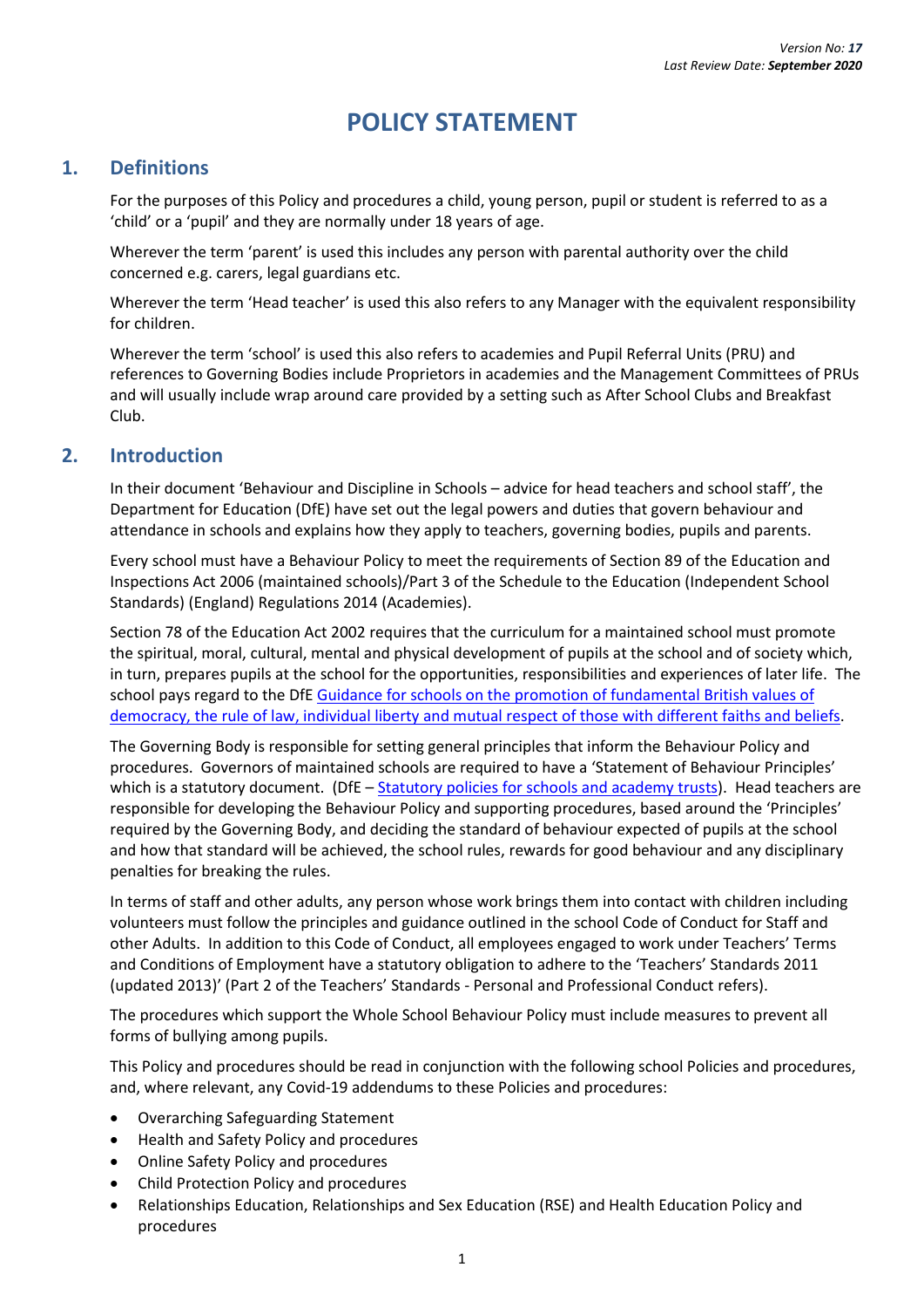Version No: **17**
Last Review Date: **September 2020**

# POLICY STATEMENT

## 1. Definitions

For the purposes of this Policy and procedures a child, young person, pupil or student is referred to as a 'child' or a 'pupil' and they are normally under 18 years of age.

Wherever the term 'parent' is used this includes any person with parental authority over the child concerned e.g. carers, legal guardians etc.

Wherever the term 'Head teacher' is used this also refers to any Manager with the equivalent responsibility for children.

Wherever the term 'school' is used this also refers to academies and Pupil Referral Units (PRU) and references to Governing Bodies include Proprietors in academies and the Management Committees of PRUs and will usually include wrap around care provided by a setting such as After School Clubs and Breakfast Club.

## 2. Introduction

In their document 'Behaviour and Discipline in Schools – advice for head teachers and school staff', the Department for Education (DfE) have set out the legal powers and duties that govern behaviour and attendance in schools and explains how they apply to teachers, governing bodies, pupils and parents.

Every school must have a Behaviour Policy to meet the requirements of Section 89 of the Education and Inspections Act 2006 (maintained schools)/Part 3 of the Schedule to the Education (Independent School Standards) (England) Regulations 2014 (Academies).

Section 78 of the Education Act 2002 requires that the curriculum for a maintained school must promote the spiritual, moral, cultural, mental and physical development of pupils at the school and of society which, in turn, prepares pupils at the school for the opportunities, responsibilities and experiences of later life. The school pays regard to the DfE Guidance for schools on the promotion of fundamental British values of democracy, the rule of law, individual liberty and mutual respect of those with different faiths and beliefs.

The Governing Body is responsible for setting general principles that inform the Behaviour Policy and procedures. Governors of maintained schools are required to have a 'Statement of Behaviour Principles' which is a statutory document. (DfE – Statutory policies for schools and academy trusts). Head teachers are responsible for developing the Behaviour Policy and supporting procedures, based around the 'Principles' required by the Governing Body, and deciding the standard of behaviour expected of pupils at the school and how that standard will be achieved, the school rules, rewards for good behaviour and any disciplinary penalties for breaking the rules.

In terms of staff and other adults, any person whose work brings them into contact with children including volunteers must follow the principles and guidance outlined in the school Code of Conduct for Staff and other Adults. In addition to this Code of Conduct, all employees engaged to work under Teachers' Terms and Conditions of Employment have a statutory obligation to adhere to the 'Teachers' Standards 2011 (updated 2013)' (Part 2 of the Teachers' Standards - Personal and Professional Conduct refers).

The procedures which support the Whole School Behaviour Policy must include measures to prevent all forms of bullying among pupils.

This Policy and procedures should be read in conjunction with the following school Policies and procedures, and, where relevant, any Covid-19 addendums to these Policies and procedures:

- Overarching Safeguarding Statement
- Health and Safety Policy and procedures
- Online Safety Policy and procedures
- Child Protection Policy and procedures
- Relationships Education, Relationships and Sex Education (RSE) and Health Education Policy and procedures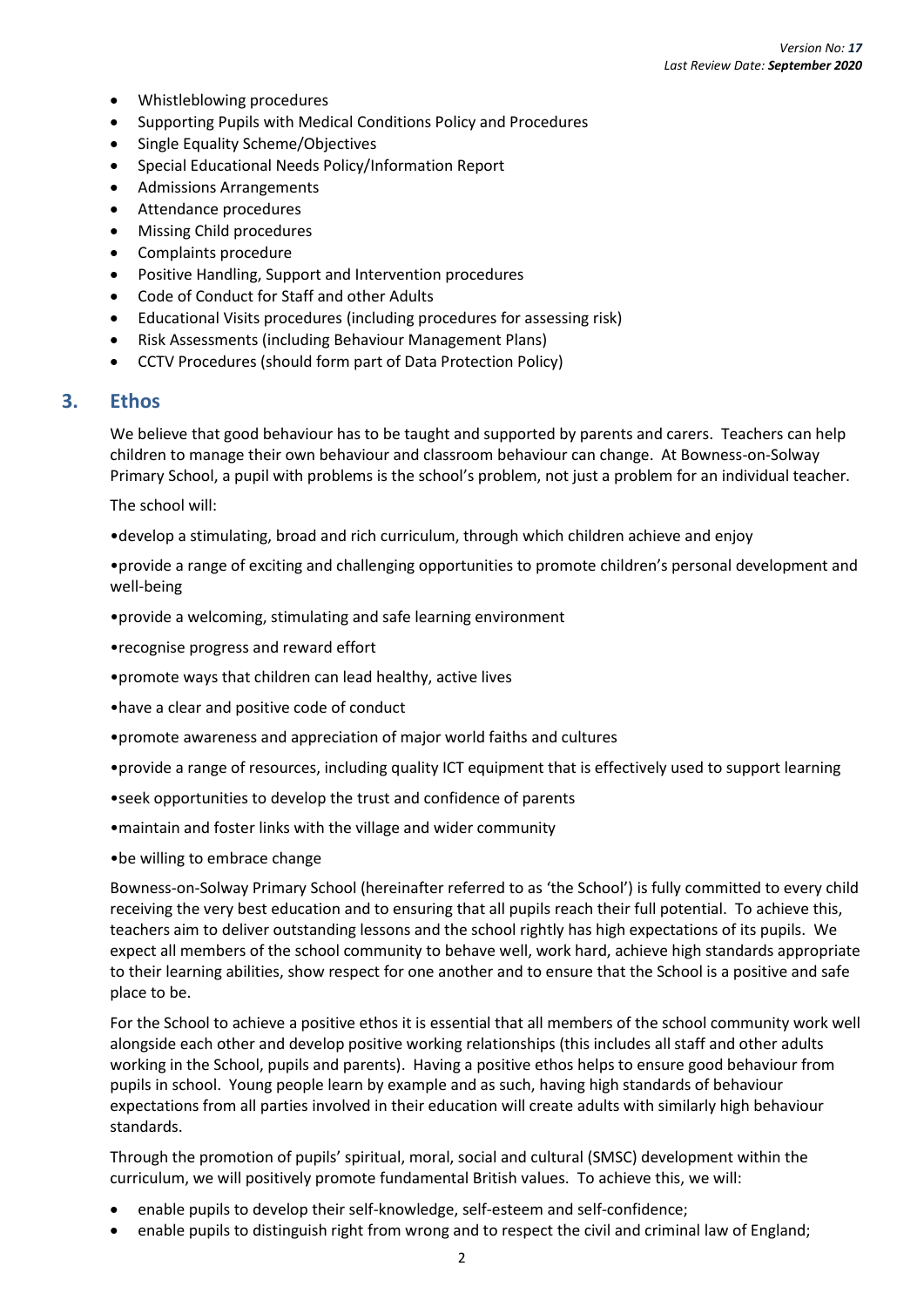- Whistleblowing procedures
- Supporting Pupils with Medical Conditions Policy and Procedures
- Single Equality Scheme/Objectives
- Special Educational Needs Policy/Information Report
- Admissions Arrangements
- Attendance procedures
- Missing Child procedures
- Complaints procedure
- Positive Handling, Support and Intervention procedures
- Code of Conduct for Staff and other Adults
- Educational Visits procedures (including procedures for assessing risk)
- Risk Assessments (including Behaviour Management Plans)
- CCTV Procedures (should form part of Data Protection Policy)

## 3. Ethos

We believe that good behaviour has to be taught and supported by parents and carers. Teachers can help children to manage their own behaviour and classroom behaviour can change. At Bowness-on-Solway Primary School, a pupil with problems is the school's problem, not just a problem for an individual teacher.

The school will:

•develop a stimulating, broad and rich curriculum, through which children achieve and enjoy

•provide a range of exciting and challenging opportunities to promote children's personal development and well-being

•provide a welcoming, stimulating and safe learning environment

•recognise progress and reward effort

•promote ways that children can lead healthy, active lives

•have a clear and positive code of conduct

•promote awareness and appreciation of major world faiths and cultures

•provide a range of resources, including quality ICT equipment that is effectively used to support learning

•seek opportunities to develop the trust and confidence of parents

•maintain and foster links with the village and wider community

•be willing to embrace change

Bowness-on-Solway Primary School (hereinafter referred to as 'the School') is fully committed to every child receiving the very best education and to ensuring that all pupils reach their full potential. To achieve this, teachers aim to deliver outstanding lessons and the school rightly has high expectations of its pupils. We expect all members of the school community to behave well, work hard, achieve high standards appropriate to their learning abilities, show respect for one another and to ensure that the School is a positive and safe place to be.

For the School to achieve a positive ethos it is essential that all members of the school community work well alongside each other and develop positive working relationships (this includes all staff and other adults working in the School, pupils and parents). Having a positive ethos helps to ensure good behaviour from pupils in school. Young people learn by example and as such, having high standards of behaviour expectations from all parties involved in their education will create adults with similarly high behaviour standards.

Through the promotion of pupils' spiritual, moral, social and cultural (SMSC) development within the curriculum, we will positively promote fundamental British values. To achieve this, we will:

- enable pupils to develop their self-knowledge, self-esteem and self-confidence;
- enable pupils to distinguish right from wrong and to respect the civil and criminal law of England;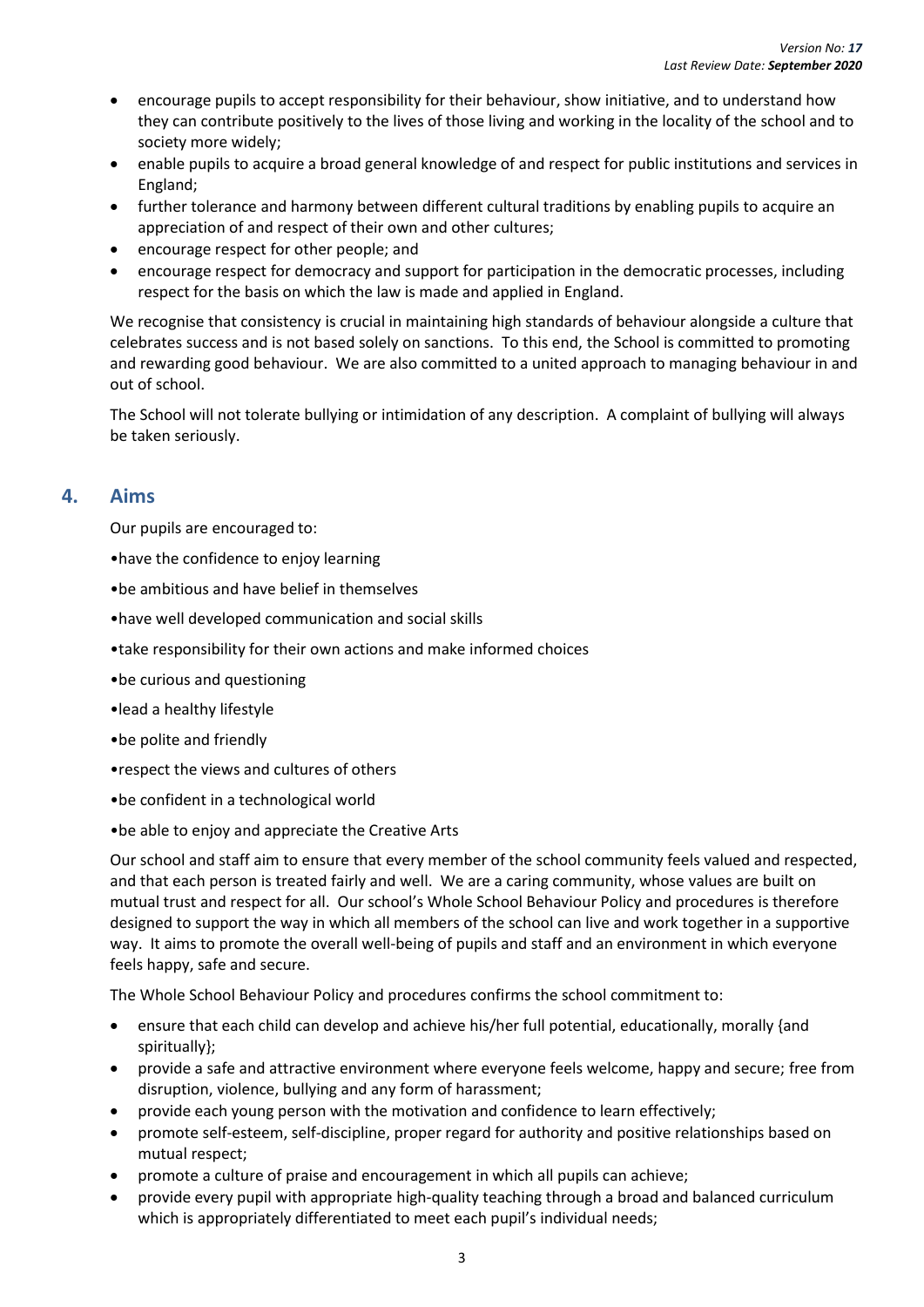- encourage pupils to accept responsibility for their behaviour, show initiative, and to understand how they can contribute positively to the lives of those living and working in the locality of the school and to society more widely;
- enable pupils to acquire a broad general knowledge of and respect for public institutions and services in England;
- further tolerance and harmony between different cultural traditions by enabling pupils to acquire an appreciation of and respect of their own and other cultures;
- encourage respect for other people; and
- encourage respect for democracy and support for participation in the democratic processes, including respect for the basis on which the law is made and applied in England.

We recognise that consistency is crucial in maintaining high standards of behaviour alongside a culture that celebrates success and is not based solely on sanctions. To this end, the School is committed to promoting and rewarding good behaviour. We are also committed to a united approach to managing behaviour in and out of school.

The School will not tolerate bullying or intimidation of any description. A complaint of bullying will always be taken seriously.

## 4. Aims

Our pupils are encouraged to:

- have the confidence to enjoy learning
- be ambitious and have belief in themselves
- have well developed communication and social skills
- take responsibility for their own actions and make informed choices
- be curious and questioning
- lead a healthy lifestyle
- be polite and friendly
- respect the views and cultures of others
- be confident in a technological world
- be able to enjoy and appreciate the Creative Arts

Our school and staff aim to ensure that every member of the school community feels valued and respected, and that each person is treated fairly and well. We are a caring community, whose values are built on mutual trust and respect for all. Our school's Whole School Behaviour Policy and procedures is therefore designed to support the way in which all members of the school can live and work together in a supportive way. It aims to promote the overall well-being of pupils and staff and an environment in which everyone feels happy, safe and secure.

The Whole School Behaviour Policy and procedures confirms the school commitment to:

- ensure that each child can develop and achieve his/her full potential, educationally, morally {and spiritually};
- provide a safe and attractive environment where everyone feels welcome, happy and secure; free from disruption, violence, bullying and any form of harassment;
- provide each young person with the motivation and confidence to learn effectively;
- promote self-esteem, self-discipline, proper regard for authority and positive relationships based on mutual respect;
- promote a culture of praise and encouragement in which all pupils can achieve;
- provide every pupil with appropriate high-quality teaching through a broad and balanced curriculum which is appropriately differentiated to meet each pupil's individual needs;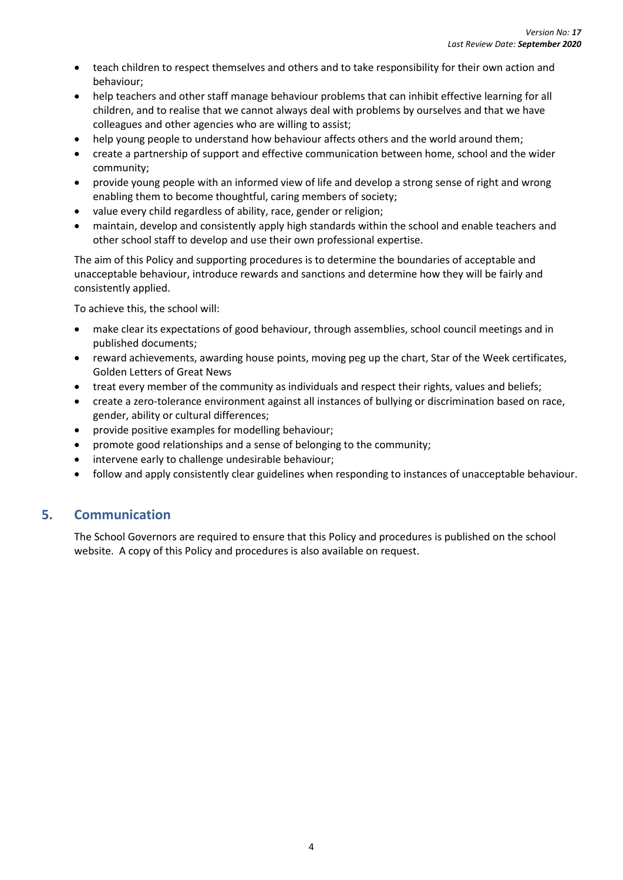- teach children to respect themselves and others and to take responsibility for their own action and behaviour;
- help teachers and other staff manage behaviour problems that can inhibit effective learning for all children, and to realise that we cannot always deal with problems by ourselves and that we have colleagues and other agencies who are willing to assist;
- help young people to understand how behaviour affects others and the world around them;
- create a partnership of support and effective communication between home, school and the wider community;
- provide young people with an informed view of life and develop a strong sense of right and wrong enabling them to become thoughtful, caring members of society;
- value every child regardless of ability, race, gender or religion;
- maintain, develop and consistently apply high standards within the school and enable teachers and other school staff to develop and use their own professional expertise.

The aim of this Policy and supporting procedures is to determine the boundaries of acceptable and unacceptable behaviour, introduce rewards and sanctions and determine how they will be fairly and consistently applied.

To achieve this, the school will:

- make clear its expectations of good behaviour, through assemblies, school council meetings and in published documents;
- reward achievements, awarding house points, moving peg up the chart, Star of the Week certificates, Golden Letters of Great News
- treat every member of the community as individuals and respect their rights, values and beliefs;
- create a zero-tolerance environment against all instances of bullying or discrimination based on race, gender, ability or cultural differences;
- provide positive examples for modelling behaviour;
- promote good relationships and a sense of belonging to the community;
- intervene early to challenge undesirable behaviour;
- follow and apply consistently clear guidelines when responding to instances of unacceptable behaviour.

## 5. Communication

The School Governors are required to ensure that this Policy and procedures is published on the school website. A copy of this Policy and procedures is also available on request.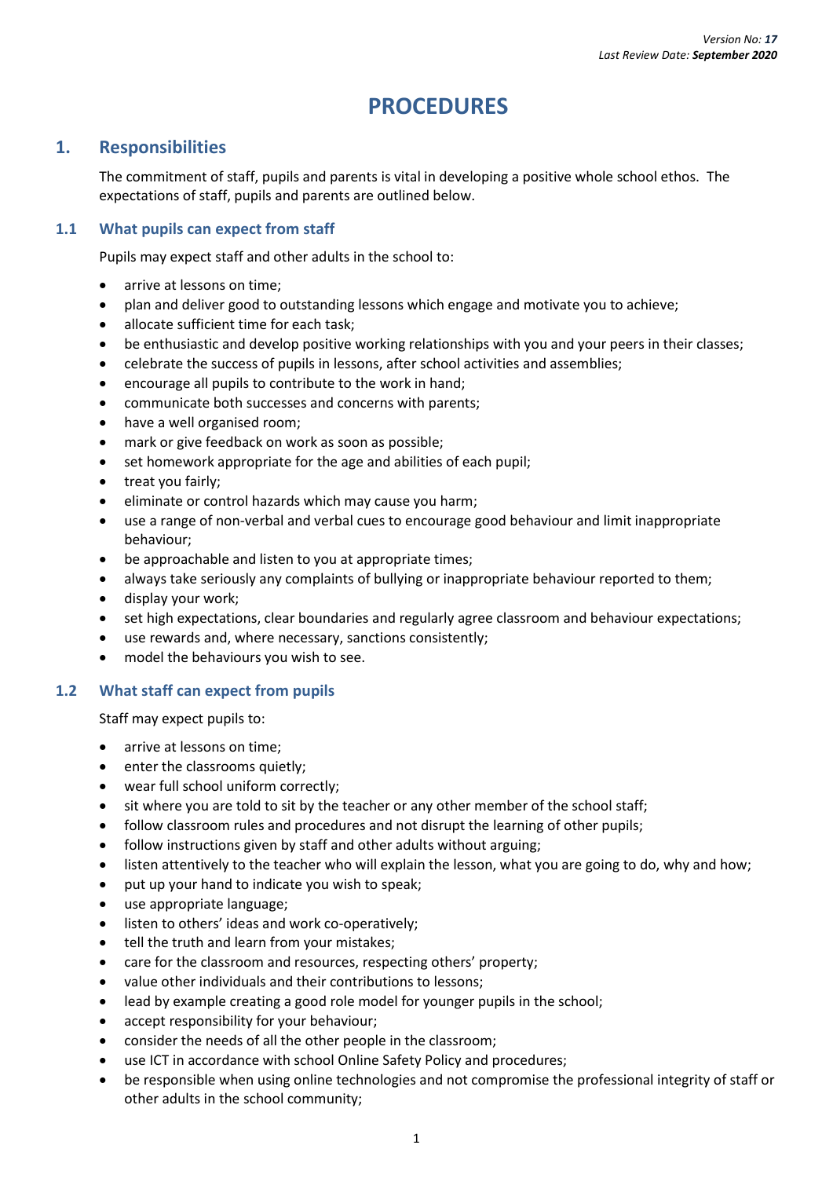Version No: ***17***
Last Review Date: ***September 2020***

# PROCEDURES

## 1. Responsibilities

The commitment of staff, pupils and parents is vital in developing a positive whole school ethos. The expectations of staff, pupils and parents are outlined below.

### 1.1 What pupils can expect from staff

Pupils may expect staff and other adults in the school to:

- arrive at lessons on time;
- plan and deliver good to outstanding lessons which engage and motivate you to achieve;
- allocate sufficient time for each task;
- be enthusiastic and develop positive working relationships with you and your peers in their classes;
- celebrate the success of pupils in lessons, after school activities and assemblies;
- encourage all pupils to contribute to the work in hand;
- communicate both successes and concerns with parents;
- have a well organised room;
- mark or give feedback on work as soon as possible;
- set homework appropriate for the age and abilities of each pupil;
- treat you fairly;
- eliminate or control hazards which may cause you harm;
- use a range of non-verbal and verbal cues to encourage good behaviour and limit inappropriate behaviour;
- be approachable and listen to you at appropriate times;
- always take seriously any complaints of bullying or inappropriate behaviour reported to them;
- display your work;
- set high expectations, clear boundaries and regularly agree classroom and behaviour expectations;
- use rewards and, where necessary, sanctions consistently;
- model the behaviours you wish to see.

### 1.2 What staff can expect from pupils

Staff may expect pupils to:

- arrive at lessons on time;
- enter the classrooms quietly;
- wear full school uniform correctly;
- sit where you are told to sit by the teacher or any other member of the school staff;
- follow classroom rules and procedures and not disrupt the learning of other pupils;
- follow instructions given by staff and other adults without arguing;
- listen attentively to the teacher who will explain the lesson, what you are going to do, why and how;
- put up your hand to indicate you wish to speak;
- use appropriate language;
- listen to others' ideas and work co-operatively;
- tell the truth and learn from your mistakes;
- care for the classroom and resources, respecting others' property;
- value other individuals and their contributions to lessons;
- lead by example creating a good role model for younger pupils in the school;
- accept responsibility for your behaviour;
- consider the needs of all the other people in the classroom;
- use ICT in accordance with school Online Safety Policy and procedures;
- be responsible when using online technologies and not compromise the professional integrity of staff or other adults in the school community;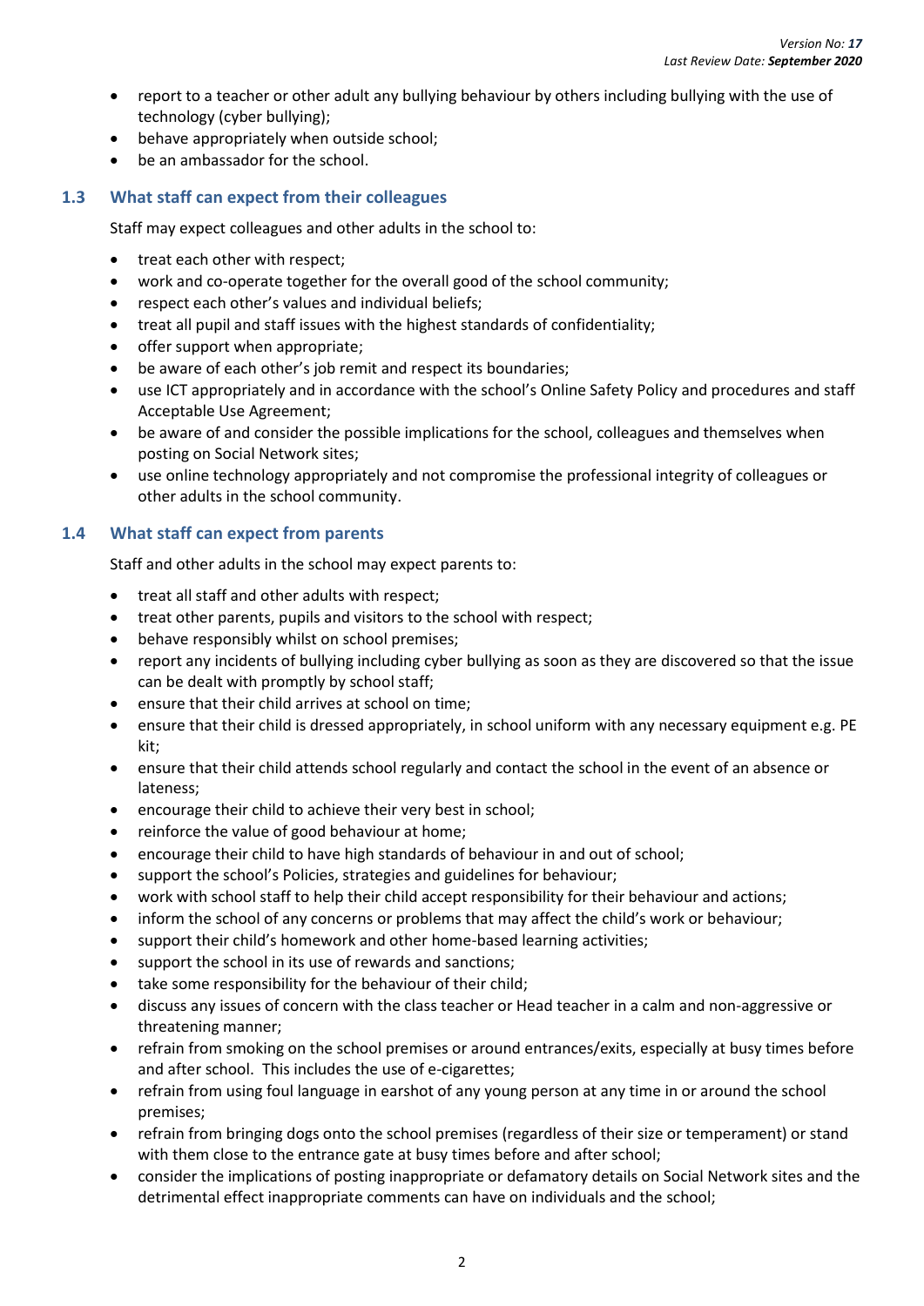- report to a teacher or other adult any bullying behaviour by others including bullying with the use of technology (cyber bullying);
- behave appropriately when outside school;
- be an ambassador for the school.

### 1.3 What staff can expect from their colleagues

Staff may expect colleagues and other adults in the school to:

- treat each other with respect;
- work and co-operate together for the overall good of the school community;
- respect each other's values and individual beliefs;
- treat all pupil and staff issues with the highest standards of confidentiality;
- offer support when appropriate;
- be aware of each other's job remit and respect its boundaries;
- use ICT appropriately and in accordance with the school's Online Safety Policy and procedures and staff Acceptable Use Agreement;
- be aware of and consider the possible implications for the school, colleagues and themselves when posting on Social Network sites;
- use online technology appropriately and not compromise the professional integrity of colleagues or other adults in the school community.

### 1.4 What staff can expect from parents

Staff and other adults in the school may expect parents to:

- treat all staff and other adults with respect;
- treat other parents, pupils and visitors to the school with respect;
- behave responsibly whilst on school premises;
- report any incidents of bullying including cyber bullying as soon as they are discovered so that the issue can be dealt with promptly by school staff;
- ensure that their child arrives at school on time;
- ensure that their child is dressed appropriately, in school uniform with any necessary equipment e.g. PE kit;
- ensure that their child attends school regularly and contact the school in the event of an absence or lateness;
- encourage their child to achieve their very best in school;
- reinforce the value of good behaviour at home;
- encourage their child to have high standards of behaviour in and out of school;
- support the school's Policies, strategies and guidelines for behaviour;
- work with school staff to help their child accept responsibility for their behaviour and actions;
- inform the school of any concerns or problems that may affect the child's work or behaviour;
- support their child's homework and other home-based learning activities;
- support the school in its use of rewards and sanctions;
- take some responsibility for the behaviour of their child;
- discuss any issues of concern with the class teacher or Head teacher in a calm and non-aggressive or threatening manner;
- refrain from smoking on the school premises or around entrances/exits, especially at busy times before and after school. This includes the use of e-cigarettes;
- refrain from using foul language in earshot of any young person at any time in or around the school premises;
- refrain from bringing dogs onto the school premises (regardless of their size or temperament) or stand with them close to the entrance gate at busy times before and after school;
- consider the implications of posting inappropriate or defamatory details on Social Network sites and the detrimental effect inappropriate comments can have on individuals and the school;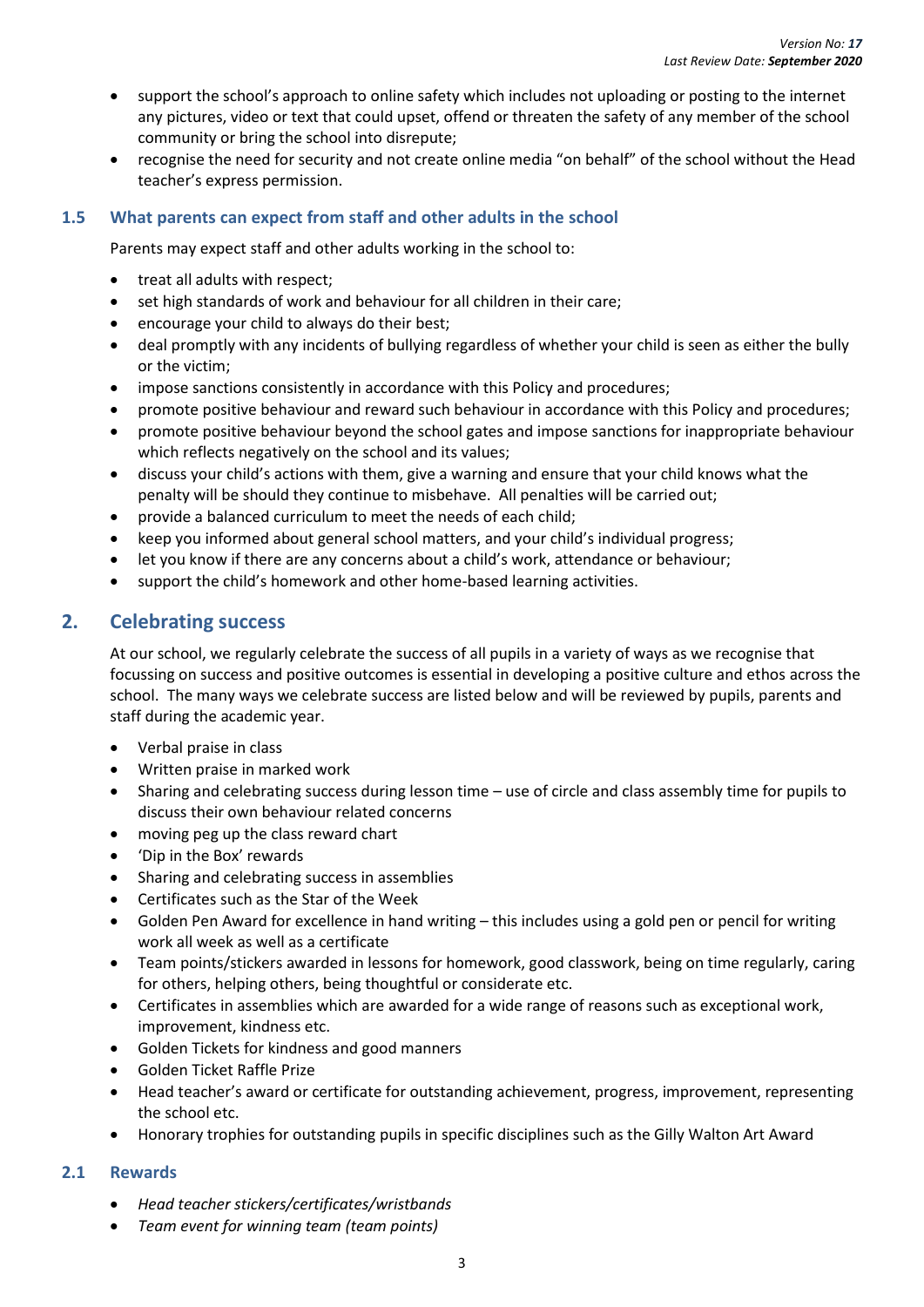- support the school's approach to online safety which includes not uploading or posting to the internet any pictures, video or text that could upset, offend or threaten the safety of any member of the school community or bring the school into disrepute;
- recognise the need for security and not create online media "on behalf" of the school without the Head teacher's express permission.

### 1.5 What parents can expect from staff and other adults in the school

Parents may expect staff and other adults working in the school to:

- treat all adults with respect;
- set high standards of work and behaviour for all children in their care;
- encourage your child to always do their best;
- deal promptly with any incidents of bullying regardless of whether your child is seen as either the bully or the victim;
- impose sanctions consistently in accordance with this Policy and procedures;
- promote positive behaviour and reward such behaviour in accordance with this Policy and procedures;
- promote positive behaviour beyond the school gates and impose sanctions for inappropriate behaviour which reflects negatively on the school and its values;
- discuss your child's actions with them, give a warning and ensure that your child knows what the penalty will be should they continue to misbehave. All penalties will be carried out;
- provide a balanced curriculum to meet the needs of each child;
- keep you informed about general school matters, and your child's individual progress;
- let you know if there are any concerns about a child's work, attendance or behaviour;
- support the child's homework and other home-based learning activities.

## 2. Celebrating success

At our school, we regularly celebrate the success of all pupils in a variety of ways as we recognise that focussing on success and positive outcomes is essential in developing a positive culture and ethos across the school. The many ways we celebrate success are listed below and will be reviewed by pupils, parents and staff during the academic year.

- Verbal praise in class
- Written praise in marked work
- Sharing and celebrating success during lesson time – use of circle and class assembly time for pupils to discuss their own behaviour related concerns
- moving peg up the class reward chart
- 'Dip in the Box' rewards
- Sharing and celebrating success in assemblies
- Certificates such as the Star of the Week
- Golden Pen Award for excellence in hand writing – this includes using a gold pen or pencil for writing work all week as well as a certificate
- Team points/stickers awarded in lessons for homework, good classwork, being on time regularly, caring for others, helping others, being thoughtful or considerate etc.
- Certificates in assemblies which are awarded for a wide range of reasons such as exceptional work, improvement, kindness etc.
- Golden Tickets for kindness and good manners
- Golden Ticket Raffle Prize
- Head teacher's award or certificate for outstanding achievement, progress, improvement, representing the school etc.
- Honorary trophies for outstanding pupils in specific disciplines such as the Gilly Walton Art Award

### 2.1 Rewards

- *Head teacher stickers/certificates/wristbands*
- *Team event for winning team (team points)*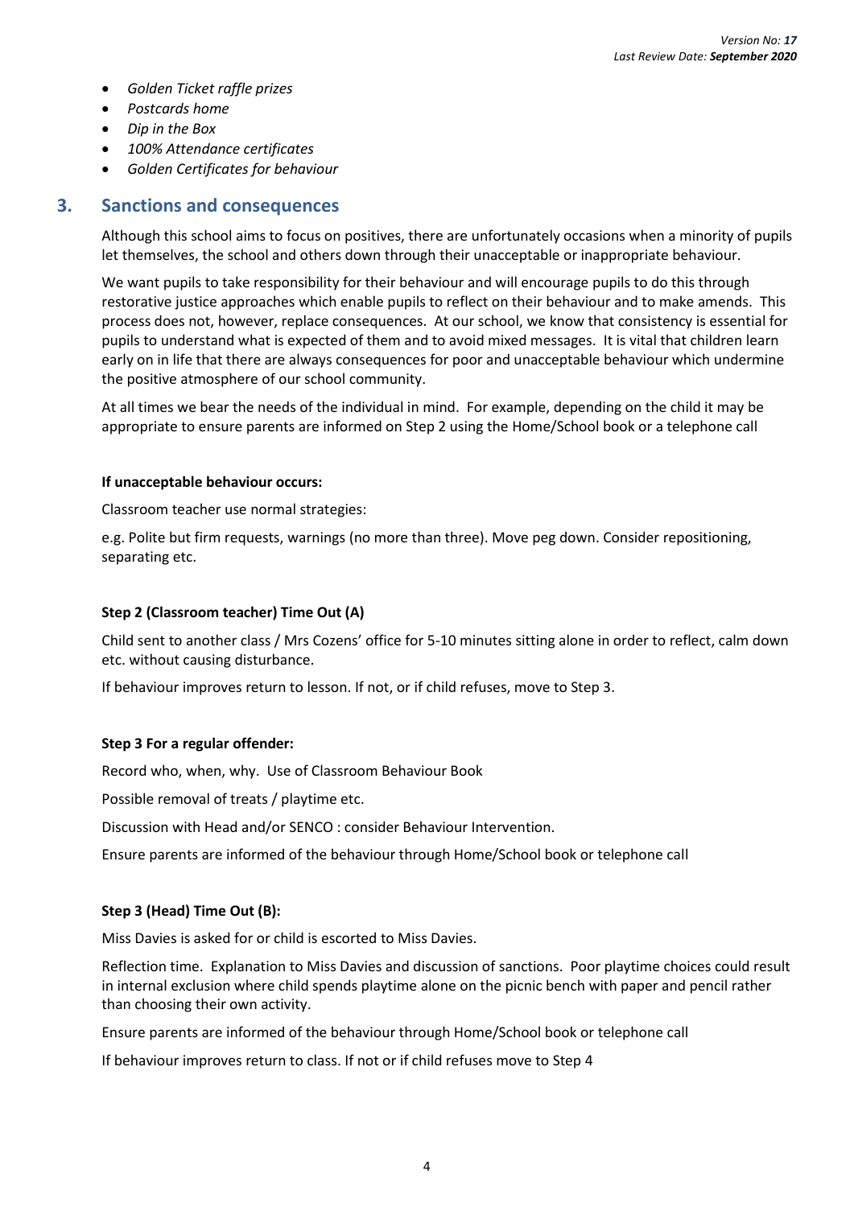- *Golden Ticket raffle prizes*
- *Postcards home*
- *Dip in the Box*
- *100% Attendance certificates*
- *Golden Certificates for behaviour*

## 3. Sanctions and consequences

Although this school aims to focus on positives, there are unfortunately occasions when a minority of pupils let themselves, the school and others down through their unacceptable or inappropriate behaviour.

We want pupils to take responsibility for their behaviour and will encourage pupils to do this through restorative justice approaches which enable pupils to reflect on their behaviour and to make amends. This process does not, however, replace consequences. At our school, we know that consistency is essential for pupils to understand what is expected of them and to avoid mixed messages. It is vital that children learn early on in life that there are always consequences for poor and unacceptable behaviour which undermine the positive atmosphere of our school community.

At all times we bear the needs of the individual in mind. For example, depending on the child it may be appropriate to ensure parents are informed on Step 2 using the Home/School book or a telephone call

**If unacceptable behaviour occurs:**

Classroom teacher use normal strategies:

e.g. Polite but firm requests, warnings (no more than three). Move peg down. Consider repositioning, separating etc.

**Step 2 (Classroom teacher) Time Out (A)**

Child sent to another class / Mrs Cozens' office for 5-10 minutes sitting alone in order to reflect, calm down etc. without causing disturbance.

If behaviour improves return to lesson. If not, or if child refuses, move to Step 3.

**Step 3 For a regular offender:**

Record who, when, why. Use of Classroom Behaviour Book

Possible removal of treats / playtime etc.

Discussion with Head and/or SENCO : consider Behaviour Intervention.

Ensure parents are informed of the behaviour through Home/School book or telephone call

**Step 3 (Head) Time Out (B):**

Miss Davies is asked for or child is escorted to Miss Davies.

Reflection time. Explanation to Miss Davies and discussion of sanctions. Poor playtime choices could result in internal exclusion where child spends playtime alone on the picnic bench with paper and pencil rather than choosing their own activity.

Ensure parents are informed of the behaviour through Home/School book or telephone call

If behaviour improves return to class. If not or if child refuses move to Step 4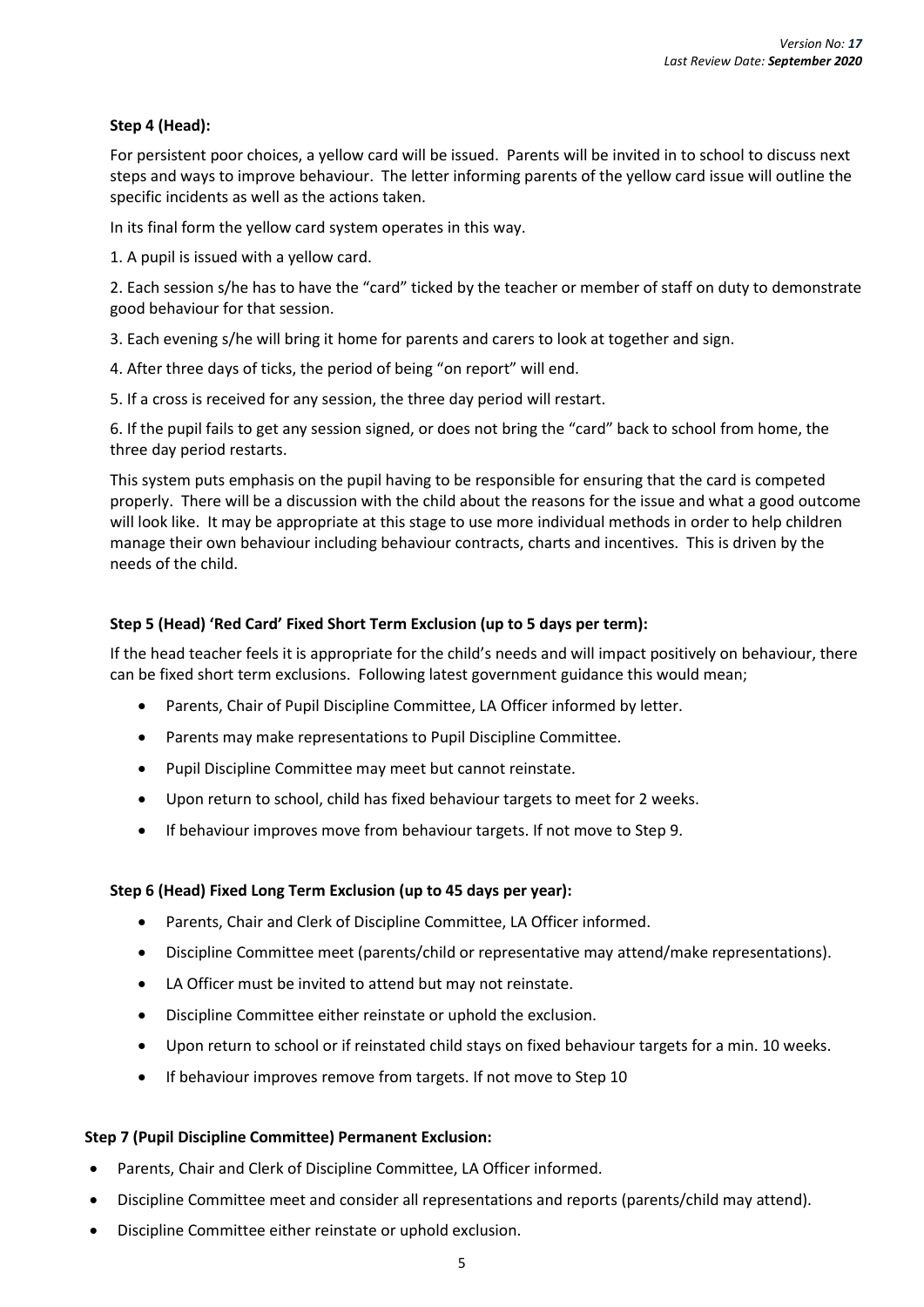**Step 4 (Head):**

For persistent poor choices, a yellow card will be issued. Parents will be invited in to school to discuss next steps and ways to improve behaviour. The letter informing parents of the yellow card issue will outline the specific incidents as well as the actions taken.

In its final form the yellow card system operates in this way.

1. A pupil is issued with a yellow card.

2. Each session s/he has to have the "card" ticked by the teacher or member of staff on duty to demonstrate good behaviour for that session.

3. Each evening s/he will bring it home for parents and carers to look at together and sign.

4. After three days of ticks, the period of being "on report" will end.

5. If a cross is received for any session, the three day period will restart.

6. If the pupil fails to get any session signed, or does not bring the "card" back to school from home, the three day period restarts.

This system puts emphasis on the pupil having to be responsible for ensuring that the card is competed properly. There will be a discussion with the child about the reasons for the issue and what a good outcome will look like. It may be appropriate at this stage to use more individual methods in order to help children manage their own behaviour including behaviour contracts, charts and incentives. This is driven by the needs of the child.

**Step 5 (Head) 'Red Card' Fixed Short Term Exclusion (up to 5 days per term):**

If the head teacher feels it is appropriate for the child's needs and will impact positively on behaviour, there can be fixed short term exclusions. Following latest government guidance this would mean;

- Parents, Chair of Pupil Discipline Committee, LA Officer informed by letter.
- Parents may make representations to Pupil Discipline Committee.
- Pupil Discipline Committee may meet but cannot reinstate.
- Upon return to school, child has fixed behaviour targets to meet for 2 weeks.
- If behaviour improves move from behaviour targets. If not move to Step 9.

**Step 6 (Head) Fixed Long Term Exclusion (up to 45 days per year):**

- Parents, Chair and Clerk of Discipline Committee, LA Officer informed.
- Discipline Committee meet (parents/child or representative may attend/make representations).
- LA Officer must be invited to attend but may not reinstate.
- Discipline Committee either reinstate or uphold the exclusion.
- Upon return to school or if reinstated child stays on fixed behaviour targets for a min. 10 weeks.
- If behaviour improves remove from targets. If not move to Step 10

**Step 7 (Pupil Discipline Committee) Permanent Exclusion:**

- Parents, Chair and Clerk of Discipline Committee, LA Officer informed.
- Discipline Committee meet and consider all representations and reports (parents/child may attend).
- Discipline Committee either reinstate or uphold exclusion.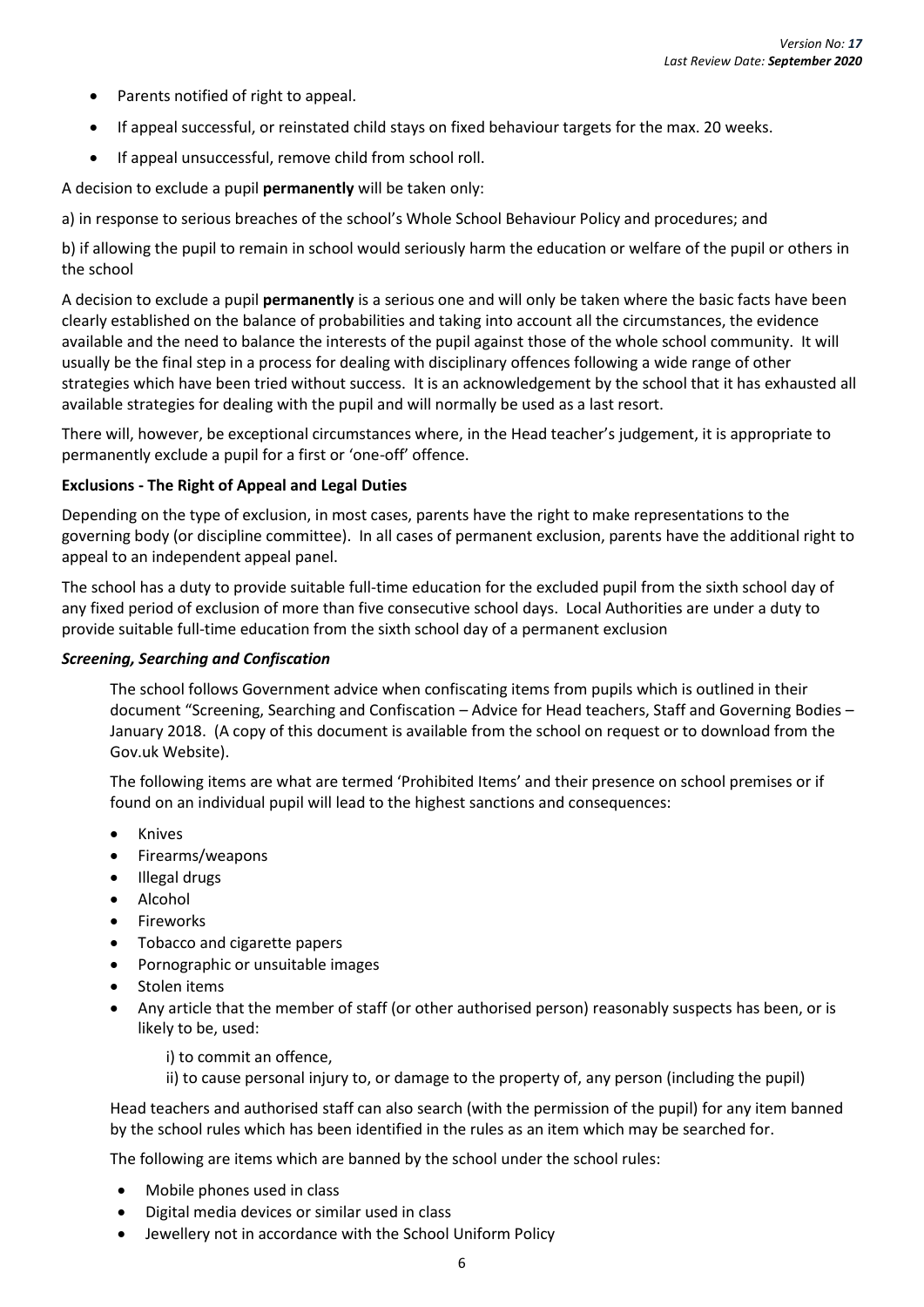- Parents notified of right to appeal.
- If appeal successful, or reinstated child stays on fixed behaviour targets for the max. 20 weeks.
- If appeal unsuccessful, remove child from school roll.

A decision to exclude a pupil **permanently** will be taken only:

a) in response to serious breaches of the school's Whole School Behaviour Policy and procedures; and

b) if allowing the pupil to remain in school would seriously harm the education or welfare of the pupil or others in the school

A decision to exclude a pupil **permanently** is a serious one and will only be taken where the basic facts have been clearly established on the balance of probabilities and taking into account all the circumstances, the evidence available and the need to balance the interests of the pupil against those of the whole school community. It will usually be the final step in a process for dealing with disciplinary offences following a wide range of other strategies which have been tried without success. It is an acknowledgement by the school that it has exhausted all available strategies for dealing with the pupil and will normally be used as a last resort.

There will, however, be exceptional circumstances where, in the Head teacher's judgement, it is appropriate to permanently exclude a pupil for a first or 'one-off' offence.

**Exclusions - The Right of Appeal and Legal Duties**

Depending on the type of exclusion, in most cases, parents have the right to make representations to the governing body (or discipline committee). In all cases of permanent exclusion, parents have the additional right to appeal to an independent appeal panel.

The school has a duty to provide suitable full-time education for the excluded pupil from the sixth school day of any fixed period of exclusion of more than five consecutive school days. Local Authorities are under a duty to provide suitable full-time education from the sixth school day of a permanent exclusion

***Screening, Searching and Confiscation***

The school follows Government advice when confiscating items from pupils which is outlined in their document "Screening, Searching and Confiscation – Advice for Head teachers, Staff and Governing Bodies – January 2018. (A copy of this document is available from the school on request or to download from the Gov.uk Website).

The following items are what are termed 'Prohibited Items' and their presence on school premises or if found on an individual pupil will lead to the highest sanctions and consequences:

- Knives
- Firearms/weapons
- Illegal drugs
- Alcohol
- Fireworks
- Tobacco and cigarette papers
- Pornographic or unsuitable images
- Stolen items
- Any article that the member of staff (or other authorised person) reasonably suspects has been, or is likely to be, used:

  i) to commit an offence,

  ii) to cause personal injury to, or damage to the property of, any person (including the pupil)

Head teachers and authorised staff can also search (with the permission of the pupil) for any item banned by the school rules which has been identified in the rules as an item which may be searched for.

The following are items which are banned by the school under the school rules:

- Mobile phones used in class
- Digital media devices or similar used in class
- Jewellery not in accordance with the School Uniform Policy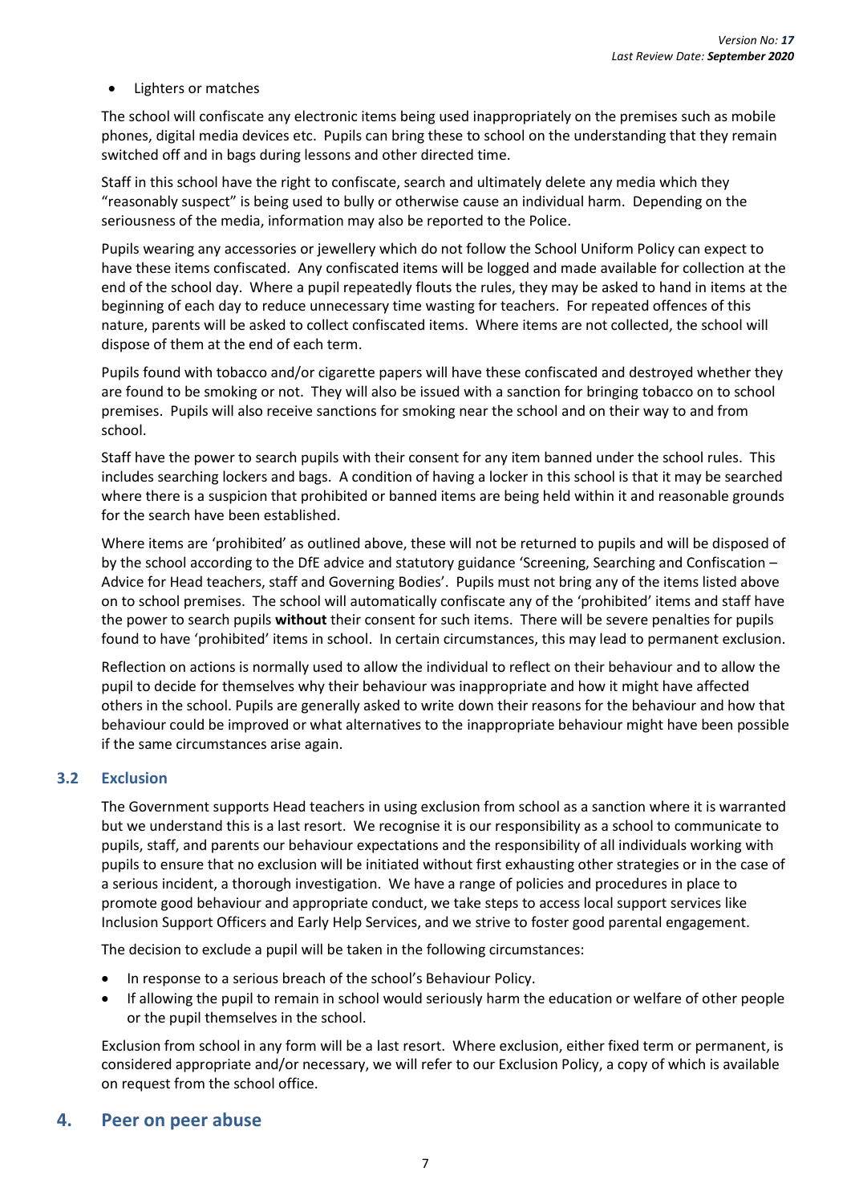- Lighters or matches

The school will confiscate any electronic items being used inappropriately on the premises such as mobile phones, digital media devices etc. Pupils can bring these to school on the understanding that they remain switched off and in bags during lessons and other directed time.

Staff in this school have the right to confiscate, search and ultimately delete any media which they "reasonably suspect" is being used to bully or otherwise cause an individual harm. Depending on the seriousness of the media, information may also be reported to the Police.

Pupils wearing any accessories or jewellery which do not follow the School Uniform Policy can expect to have these items confiscated. Any confiscated items will be logged and made available for collection at the end of the school day. Where a pupil repeatedly flouts the rules, they may be asked to hand in items at the beginning of each day to reduce unnecessary time wasting for teachers. For repeated offences of this nature, parents will be asked to collect confiscated items. Where items are not collected, the school will dispose of them at the end of each term.

Pupils found with tobacco and/or cigarette papers will have these confiscated and destroyed whether they are found to be smoking or not. They will also be issued with a sanction for bringing tobacco on to school premises. Pupils will also receive sanctions for smoking near the school and on their way to and from school.

Staff have the power to search pupils with their consent for any item banned under the school rules. This includes searching lockers and bags. A condition of having a locker in this school is that it may be searched where there is a suspicion that prohibited or banned items are being held within it and reasonable grounds for the search have been established.

Where items are 'prohibited' as outlined above, these will not be returned to pupils and will be disposed of by the school according to the DfE advice and statutory guidance 'Screening, Searching and Confiscation – Advice for Head teachers, staff and Governing Bodies'. Pupils must not bring any of the items listed above on to school premises. The school will automatically confiscate any of the 'prohibited' items and staff have the power to search pupils **without** their consent for such items. There will be severe penalties for pupils found to have 'prohibited' items in school. In certain circumstances, this may lead to permanent exclusion.

Reflection on actions is normally used to allow the individual to reflect on their behaviour and to allow the pupil to decide for themselves why their behaviour was inappropriate and how it might have affected others in the school. Pupils are generally asked to write down their reasons for the behaviour and how that behaviour could be improved or what alternatives to the inappropriate behaviour might have been possible if the same circumstances arise again.

### 3.2 Exclusion

The Government supports Head teachers in using exclusion from school as a sanction where it is warranted but we understand this is a last resort. We recognise it is our responsibility as a school to communicate to pupils, staff, and parents our behaviour expectations and the responsibility of all individuals working with pupils to ensure that no exclusion will be initiated without first exhausting other strategies or in the case of a serious incident, a thorough investigation. We have a range of policies and procedures in place to promote good behaviour and appropriate conduct, we take steps to access local support services like Inclusion Support Officers and Early Help Services, and we strive to foster good parental engagement.

The decision to exclude a pupil will be taken in the following circumstances:

- In response to a serious breach of the school's Behaviour Policy.
- If allowing the pupil to remain in school would seriously harm the education or welfare of other people or the pupil themselves in the school.

Exclusion from school in any form will be a last resort. Where exclusion, either fixed term or permanent, is considered appropriate and/or necessary, we will refer to our Exclusion Policy, a copy of which is available on request from the school office.

## 4. Peer on peer abuse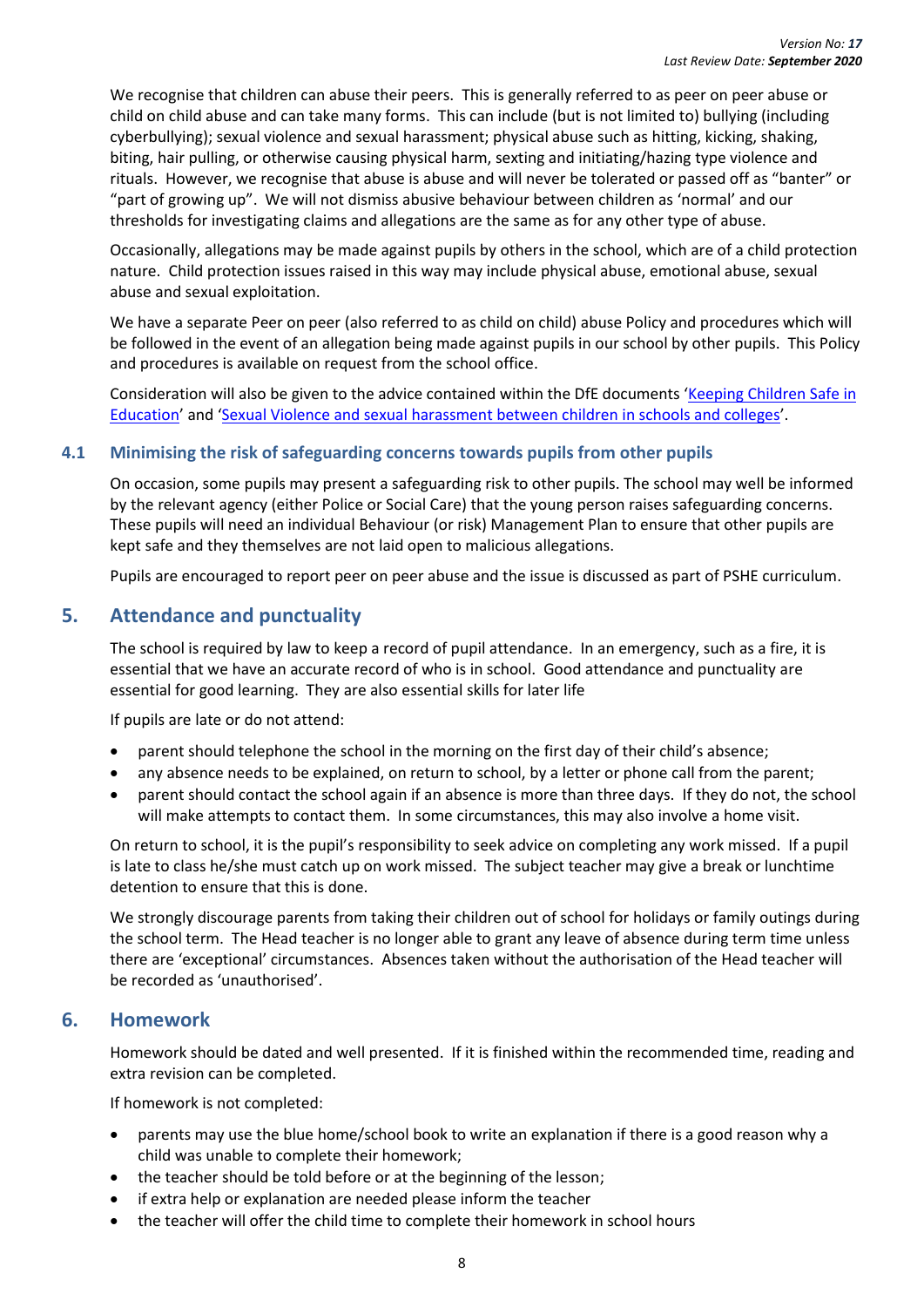We recognise that children can abuse their peers. This is generally referred to as peer on peer abuse or child on child abuse and can take many forms. This can include (but is not limited to) bullying (including cyberbullying); sexual violence and sexual harassment; physical abuse such as hitting, kicking, shaking, biting, hair pulling, or otherwise causing physical harm, sexting and initiating/hazing type violence and rituals. However, we recognise that abuse is abuse and will never be tolerated or passed off as "banter" or "part of growing up". We will not dismiss abusive behaviour between children as 'normal' and our thresholds for investigating claims and allegations are the same as for any other type of abuse.

Occasionally, allegations may be made against pupils by others in the school, which are of a child protection nature. Child protection issues raised in this way may include physical abuse, emotional abuse, sexual abuse and sexual exploitation.

We have a separate Peer on peer (also referred to as child on child) abuse Policy and procedures which will be followed in the event of an allegation being made against pupils in our school by other pupils. This Policy and procedures is available on request from the school office.

Consideration will also be given to the advice contained within the DfE documents 'Keeping Children Safe in Education' and 'Sexual Violence and sexual harassment between children in schools and colleges'.

### 4.1 Minimising the risk of safeguarding concerns towards pupils from other pupils

On occasion, some pupils may present a safeguarding risk to other pupils. The school may well be informed by the relevant agency (either Police or Social Care) that the young person raises safeguarding concerns. These pupils will need an individual Behaviour (or risk) Management Plan to ensure that other pupils are kept safe and they themselves are not laid open to malicious allegations.

Pupils are encouraged to report peer on peer abuse and the issue is discussed as part of PSHE curriculum.

## 5. Attendance and punctuality

The school is required by law to keep a record of pupil attendance. In an emergency, such as a fire, it is essential that we have an accurate record of who is in school. Good attendance and punctuality are essential for good learning. They are also essential skills for later life

If pupils are late or do not attend:

- parent should telephone the school in the morning on the first day of their child's absence;
- any absence needs to be explained, on return to school, by a letter or phone call from the parent;
- parent should contact the school again if an absence is more than three days. If they do not, the school will make attempts to contact them. In some circumstances, this may also involve a home visit.

On return to school, it is the pupil's responsibility to seek advice on completing any work missed. If a pupil is late to class he/she must catch up on work missed. The subject teacher may give a break or lunchtime detention to ensure that this is done.

We strongly discourage parents from taking their children out of school for holidays or family outings during the school term. The Head teacher is no longer able to grant any leave of absence during term time unless there are 'exceptional' circumstances. Absences taken without the authorisation of the Head teacher will be recorded as 'unauthorised'.

## 6. Homework

Homework should be dated and well presented. If it is finished within the recommended time, reading and extra revision can be completed.

If homework is not completed:

- parents may use the blue home/school book to write an explanation if there is a good reason why a child was unable to complete their homework;
- the teacher should be told before or at the beginning of the lesson;
- if extra help or explanation are needed please inform the teacher
- the teacher will offer the child time to complete their homework in school hours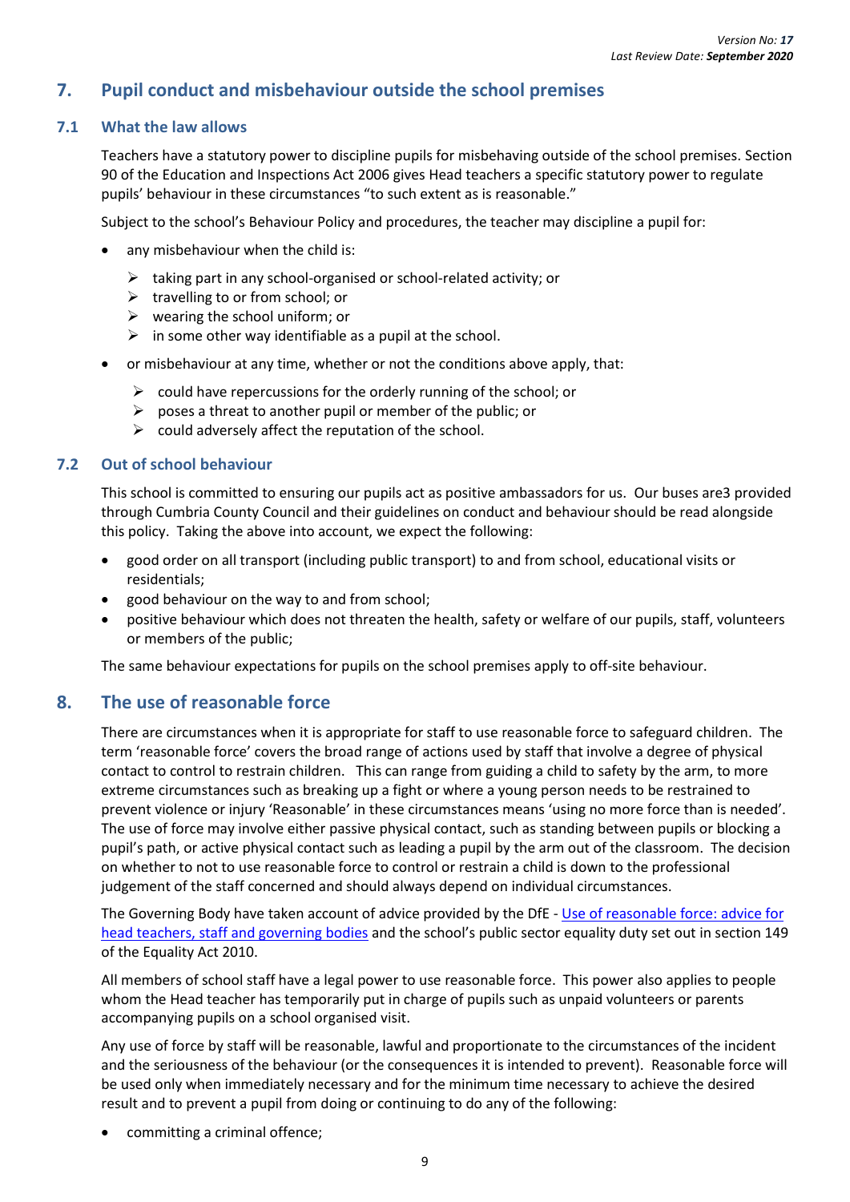## 7. Pupil conduct and misbehaviour outside the school premises

### 7.1 What the law allows

Teachers have a statutory power to discipline pupils for misbehaving outside of the school premises. Section 90 of the Education and Inspections Act 2006 gives Head teachers a specific statutory power to regulate pupils' behaviour in these circumstances "to such extent as is reasonable."

Subject to the school's Behaviour Policy and procedures, the teacher may discipline a pupil for:

- any misbehaviour when the child is:
  - taking part in any school-organised or school-related activity; or
  - travelling to or from school; or
  - wearing the school uniform; or
  - in some other way identifiable as a pupil at the school.
- or misbehaviour at any time, whether or not the conditions above apply, that:
  - could have repercussions for the orderly running of the school; or
  - poses a threat to another pupil or member of the public; or
  - could adversely affect the reputation of the school.

### 7.2 Out of school behaviour

This school is committed to ensuring our pupils act as positive ambassadors for us. Our buses are3 provided through Cumbria County Council and their guidelines on conduct and behaviour should be read alongside this policy. Taking the above into account, we expect the following:

- good order on all transport (including public transport) to and from school, educational visits or residentials;
- good behaviour on the way to and from school;
- positive behaviour which does not threaten the health, safety or welfare of our pupils, staff, volunteers or members of the public;

The same behaviour expectations for pupils on the school premises apply to off-site behaviour.

## 8. The use of reasonable force

There are circumstances when it is appropriate for staff to use reasonable force to safeguard children. The term 'reasonable force' covers the broad range of actions used by staff that involve a degree of physical contact to control to restrain children. This can range from guiding a child to safety by the arm, to more extreme circumstances such as breaking up a fight or where a young person needs to be restrained to prevent violence or injury 'Reasonable' in these circumstances means 'using no more force than is needed'. The use of force may involve either passive physical contact, such as standing between pupils or blocking a pupil's path, or active physical contact such as leading a pupil by the arm out of the classroom. The decision on whether to not to use reasonable force to control or restrain a child is down to the professional judgement of the staff concerned and should always depend on individual circumstances.

The Governing Body have taken account of advice provided by the DfE - Use of reasonable force: advice for head teachers, staff and governing bodies and the school's public sector equality duty set out in section 149 of the Equality Act 2010.

All members of school staff have a legal power to use reasonable force. This power also applies to people whom the Head teacher has temporarily put in charge of pupils such as unpaid volunteers or parents accompanying pupils on a school organised visit.

Any use of force by staff will be reasonable, lawful and proportionate to the circumstances of the incident and the seriousness of the behaviour (or the consequences it is intended to prevent). Reasonable force will be used only when immediately necessary and for the minimum time necessary to achieve the desired result and to prevent a pupil from doing or continuing to do any of the following:

- committing a criminal offence;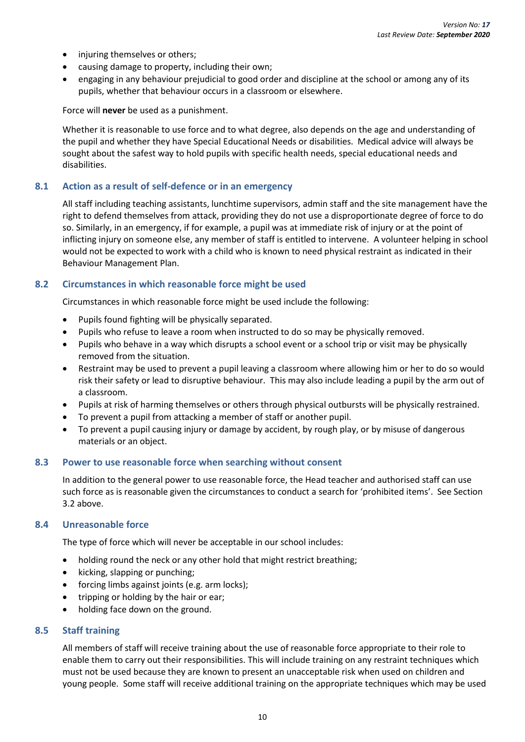- injuring themselves or others;
- causing damage to property, including their own;
- engaging in any behaviour prejudicial to good order and discipline at the school or among any of its pupils, whether that behaviour occurs in a classroom or elsewhere.

Force will **never** be used as a punishment.

Whether it is reasonable to use force and to what degree, also depends on the age and understanding of the pupil and whether they have Special Educational Needs or disabilities. Medical advice will always be sought about the safest way to hold pupils with specific health needs, special educational needs and disabilities.

### 8.1 Action as a result of self-defence or in an emergency

All staff including teaching assistants, lunchtime supervisors, admin staff and the site management have the right to defend themselves from attack, providing they do not use a disproportionate degree of force to do so. Similarly, in an emergency, if for example, a pupil was at immediate risk of injury or at the point of inflicting injury on someone else, any member of staff is entitled to intervene. A volunteer helping in school would not be expected to work with a child who is known to need physical restraint as indicated in their Behaviour Management Plan.

### 8.2 Circumstances in which reasonable force might be used

Circumstances in which reasonable force might be used include the following:

- Pupils found fighting will be physically separated.
- Pupils who refuse to leave a room when instructed to do so may be physically removed.
- Pupils who behave in a way which disrupts a school event or a school trip or visit may be physically removed from the situation.
- Restraint may be used to prevent a pupil leaving a classroom where allowing him or her to do so would risk their safety or lead to disruptive behaviour. This may also include leading a pupil by the arm out of a classroom.
- Pupils at risk of harming themselves or others through physical outbursts will be physically restrained.
- To prevent a pupil from attacking a member of staff or another pupil.
- To prevent a pupil causing injury or damage by accident, by rough play, or by misuse of dangerous materials or an object.

### 8.3 Power to use reasonable force when searching without consent

In addition to the general power to use reasonable force, the Head teacher and authorised staff can use such force as is reasonable given the circumstances to conduct a search for 'prohibited items'. See Section 3.2 above.

### 8.4 Unreasonable force

The type of force which will never be acceptable in our school includes:

- holding round the neck or any other hold that might restrict breathing;
- kicking, slapping or punching;
- forcing limbs against joints (e.g. arm locks);
- tripping or holding by the hair or ear;
- holding face down on the ground.

### 8.5 Staff training

All members of staff will receive training about the use of reasonable force appropriate to their role to enable them to carry out their responsibilities. This will include training on any restraint techniques which must not be used because they are known to present an unacceptable risk when used on children and young people. Some staff will receive additional training on the appropriate techniques which may be used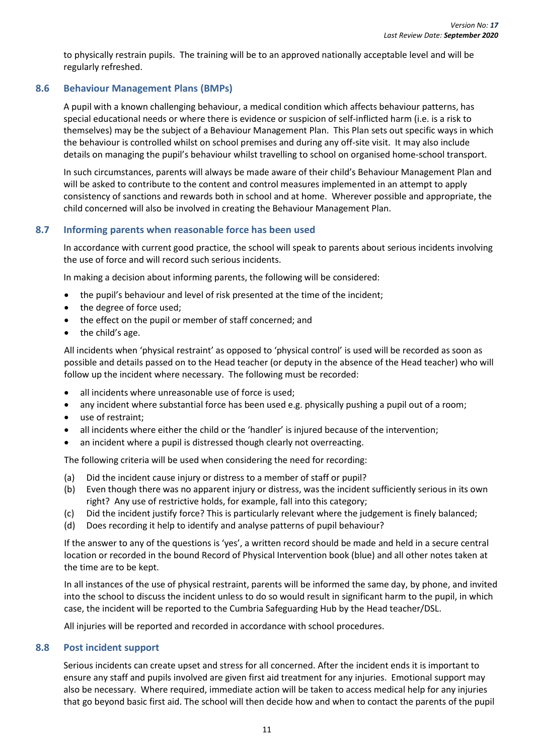to physically restrain pupils. The training will be to an approved nationally acceptable level and will be regularly refreshed.

### 8.6 Behaviour Management Plans (BMPs)

A pupil with a known challenging behaviour, a medical condition which affects behaviour patterns, has special educational needs or where there is evidence or suspicion of self-inflicted harm (i.e. is a risk to themselves) may be the subject of a Behaviour Management Plan. This Plan sets out specific ways in which the behaviour is controlled whilst on school premises and during any off-site visit. It may also include details on managing the pupil's behaviour whilst travelling to school on organised home-school transport.

In such circumstances, parents will always be made aware of their child's Behaviour Management Plan and will be asked to contribute to the content and control measures implemented in an attempt to apply consistency of sanctions and rewards both in school and at home. Wherever possible and appropriate, the child concerned will also be involved in creating the Behaviour Management Plan.

### 8.7 Informing parents when reasonable force has been used

In accordance with current good practice, the school will speak to parents about serious incidents involving the use of force and will record such serious incidents.

In making a decision about informing parents, the following will be considered:

- the pupil's behaviour and level of risk presented at the time of the incident;
- the degree of force used;
- the effect on the pupil or member of staff concerned; and
- the child's age.

All incidents when 'physical restraint' as opposed to 'physical control' is used will be recorded as soon as possible and details passed on to the Head teacher (or deputy in the absence of the Head teacher) who will follow up the incident where necessary. The following must be recorded:

- all incidents where unreasonable use of force is used;
- any incident where substantial force has been used e.g. physically pushing a pupil out of a room;
- use of restraint;
- all incidents where either the child or the 'handler' is injured because of the intervention;
- an incident where a pupil is distressed though clearly not overreacting.

The following criteria will be used when considering the need for recording:

(a) Did the incident cause injury or distress to a member of staff or pupil?
(b) Even though there was no apparent injury or distress, was the incident sufficiently serious in its own right? Any use of restrictive holds, for example, fall into this category;
(c) Did the incident justify force? This is particularly relevant where the judgement is finely balanced;
(d) Does recording it help to identify and analyse patterns of pupil behaviour?

If the answer to any of the questions is 'yes', a written record should be made and held in a secure central location or recorded in the bound Record of Physical Intervention book (blue) and all other notes taken at the time are to be kept.

In all instances of the use of physical restraint, parents will be informed the same day, by phone, and invited into the school to discuss the incident unless to do so would result in significant harm to the pupil, in which case, the incident will be reported to the Cumbria Safeguarding Hub by the Head teacher/DSL.

All injuries will be reported and recorded in accordance with school procedures.

### 8.8 Post incident support

Serious incidents can create upset and stress for all concerned. After the incident ends it is important to ensure any staff and pupils involved are given first aid treatment for any injuries. Emotional support may also be necessary. Where required, immediate action will be taken to access medical help for any injuries that go beyond basic first aid. The school will then decide how and when to contact the parents of the pupil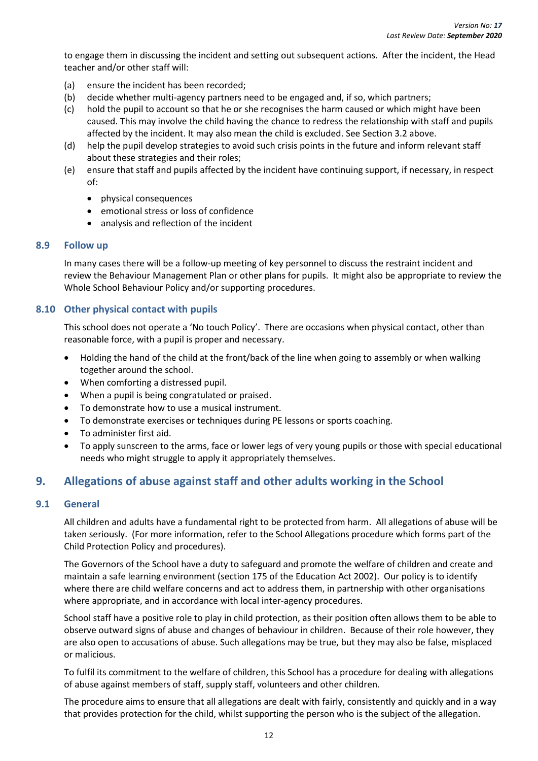to engage them in discussing the incident and setting out subsequent actions.  After the incident, the Head teacher and/or other staff will:

(a) ensure the incident has been recorded;
(b) decide whether multi-agency partners need to be engaged and, if so, which partners;
(c) hold the pupil to account so that he or she recognises the harm caused or which might have been caused. This may involve the child having the chance to redress the relationship with staff and pupils affected by the incident. It may also mean the child is excluded. See Section 3.2 above.
(d) help the pupil develop strategies to avoid such crisis points in the future and inform relevant staff about these strategies and their roles;
(e) ensure that staff and pupils affected by the incident have continuing support, if necessary, in respect of:
    - physical consequences
    - emotional stress or loss of confidence
    - analysis and reflection of the incident

### 8.9 Follow up

In many cases there will be a follow-up meeting of key personnel to discuss the restraint incident and review the Behaviour Management Plan or other plans for pupils.  It might also be appropriate to review the Whole School Behaviour Policy and/or supporting procedures.

### 8.10 Other physical contact with pupils

This school does not operate a 'No touch Policy'.  There are occasions when physical contact, other than reasonable force, with a pupil is proper and necessary.

- Holding the hand of the child at the front/back of the line when going to assembly or when walking together around the school.
- When comforting a distressed pupil.
- When a pupil is being congratulated or praised.
- To demonstrate how to use a musical instrument.
- To demonstrate exercises or techniques during PE lessons or sports coaching.
- To administer first aid.
- To apply sunscreen to the arms, face or lower legs of very young pupils or those with special educational needs who might struggle to apply it appropriately themselves.

## 9. Allegations of abuse against staff and other adults working in the School

### 9.1 General

All children and adults have a fundamental right to be protected from harm.  All allegations of abuse will be taken seriously.  (For more information, refer to the School Allegations procedure which forms part of the Child Protection Policy and procedures).

The Governors of the School have a duty to safeguard and promote the welfare of children and create and maintain a safe learning environment (section 175 of the Education Act 2002).  Our policy is to identify where there are child welfare concerns and act to address them, in partnership with other organisations where appropriate, and in accordance with local inter-agency procedures.

School staff have a positive role to play in child protection, as their position often allows them to be able to observe outward signs of abuse and changes of behaviour in children.  Because of their role however, they are also open to accusations of abuse. Such allegations may be true, but they may also be false, misplaced or malicious.

To fulfil its commitment to the welfare of children, this School has a procedure for dealing with allegations of abuse against members of staff, supply staff, volunteers and other children.

The procedure aims to ensure that all allegations are dealt with fairly, consistently and quickly and in a way that provides protection for the child, whilst supporting the person who is the subject of the allegation.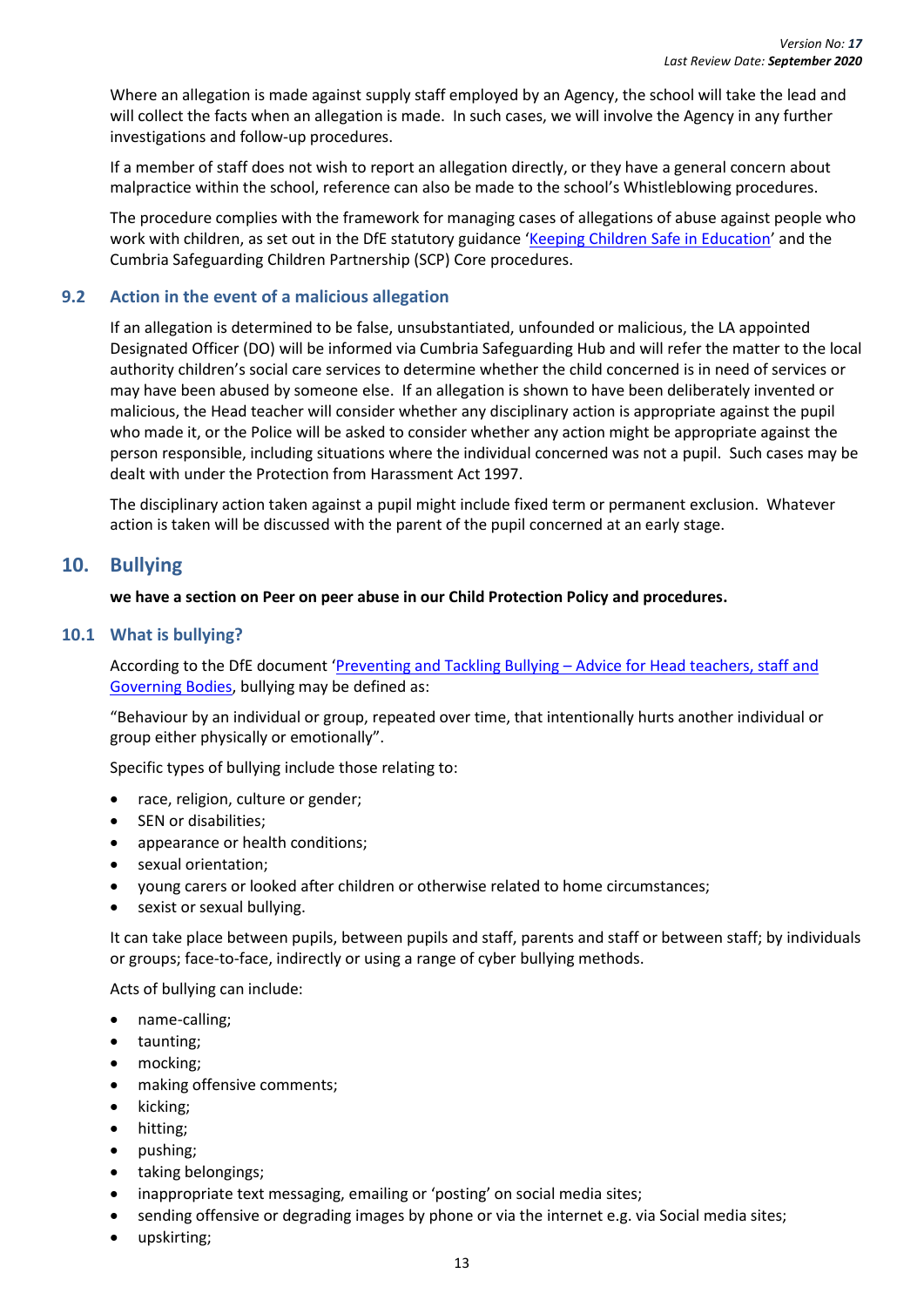Where an allegation is made against supply staff employed by an Agency, the school will take the lead and will collect the facts when an allegation is made. In such cases, we will involve the Agency in any further investigations and follow-up procedures.

If a member of staff does not wish to report an allegation directly, or they have a general concern about malpractice within the school, reference can also be made to the school's Whistleblowing procedures.

The procedure complies with the framework for managing cases of allegations of abuse against people who work with children, as set out in the DfE statutory guidance '[Keeping Children Safe in Education]' and the Cumbria Safeguarding Children Partnership (SCP) Core procedures.

### 9.2 Action in the event of a malicious allegation

If an allegation is determined to be false, unsubstantiated, unfounded or malicious, the LA appointed Designated Officer (DO) will be informed via Cumbria Safeguarding Hub and will refer the matter to the local authority children's social care services to determine whether the child concerned is in need of services or may have been abused by someone else. If an allegation is shown to have been deliberately invented or malicious, the Head teacher will consider whether any disciplinary action is appropriate against the pupil who made it, or the Police will be asked to consider whether any action might be appropriate against the person responsible, including situations where the individual concerned was not a pupil. Such cases may be dealt with under the Protection from Harassment Act 1997.

The disciplinary action taken against a pupil might include fixed term or permanent exclusion. Whatever action is taken will be discussed with the parent of the pupil concerned at an early stage.

## 10. Bullying

**we have a section on Peer on peer abuse in our Child Protection Policy and procedures.**

### 10.1 What is bullying?

According to the DfE document '[Preventing and Tackling Bullying – Advice for Head teachers, staff and Governing Bodies]', bullying may be defined as:

"Behaviour by an individual or group, repeated over time, that intentionally hurts another individual or group either physically or emotionally".

Specific types of bullying include those relating to:

- race, religion, culture or gender;
- SEN or disabilities;
- appearance or health conditions;
- sexual orientation;
- young carers or looked after children or otherwise related to home circumstances;
- sexist or sexual bullying.

It can take place between pupils, between pupils and staff, parents and staff or between staff; by individuals or groups; face-to-face, indirectly or using a range of cyber bullying methods.

Acts of bullying can include:

- name-calling;
- taunting;
- mocking;
- making offensive comments;
- kicking;
- hitting;
- pushing;
- taking belongings;
- inappropriate text messaging, emailing or 'posting' on social media sites;
- sending offensive or degrading images by phone or via the internet e.g. via Social media sites;
- upskirting;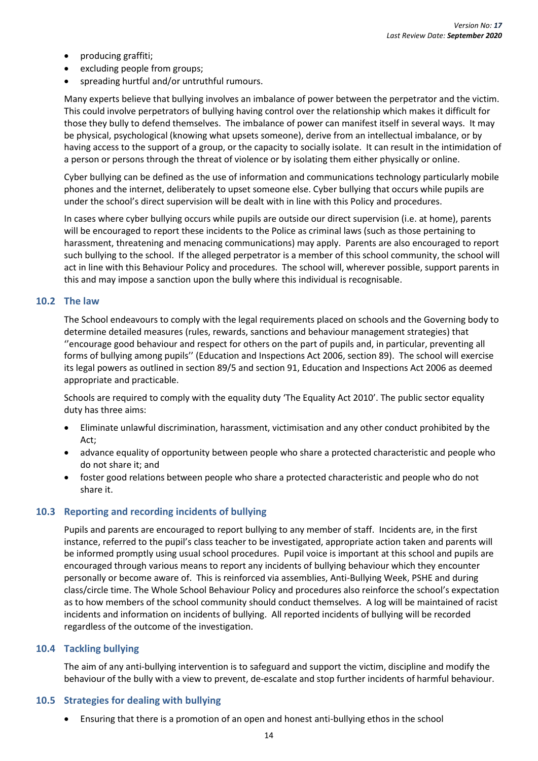- producing graffiti;
- excluding people from groups;
- spreading hurtful and/or untruthful rumours.

Many experts believe that bullying involves an imbalance of power between the perpetrator and the victim. This could involve perpetrators of bullying having control over the relationship which makes it difficult for those they bully to defend themselves. The imbalance of power can manifest itself in several ways. It may be physical, psychological (knowing what upsets someone), derive from an intellectual imbalance, or by having access to the support of a group, or the capacity to socially isolate. It can result in the intimidation of a person or persons through the threat of violence or by isolating them either physically or online.

Cyber bullying can be defined as the use of information and communications technology particularly mobile phones and the internet, deliberately to upset someone else. Cyber bullying that occurs while pupils are under the school's direct supervision will be dealt with in line with this Policy and procedures.

In cases where cyber bullying occurs while pupils are outside our direct supervision (i.e. at home), parents will be encouraged to report these incidents to the Police as criminal laws (such as those pertaining to harassment, threatening and menacing communications) may apply. Parents are also encouraged to report such bullying to the school. If the alleged perpetrator is a member of this school community, the school will act in line with this Behaviour Policy and procedures. The school will, wherever possible, support parents in this and may impose a sanction upon the bully where this individual is recognisable.

### 10.2 The law

The School endeavours to comply with the legal requirements placed on schools and the Governing body to determine detailed measures (rules, rewards, sanctions and behaviour management strategies) that ''encourage good behaviour and respect for others on the part of pupils and, in particular, preventing all forms of bullying among pupils'' (Education and Inspections Act 2006, section 89). The school will exercise its legal powers as outlined in section 89/5 and section 91, Education and Inspections Act 2006 as deemed appropriate and practicable.

Schools are required to comply with the equality duty 'The Equality Act 2010'. The public sector equality duty has three aims:

- Eliminate unlawful discrimination, harassment, victimisation and any other conduct prohibited by the Act;
- advance equality of opportunity between people who share a protected characteristic and people who do not share it; and
- foster good relations between people who share a protected characteristic and people who do not share it.

### 10.3 Reporting and recording incidents of bullying

Pupils and parents are encouraged to report bullying to any member of staff. Incidents are, in the first instance, referred to the pupil's class teacher to be investigated, appropriate action taken and parents will be informed promptly using usual school procedures. Pupil voice is important at this school and pupils are encouraged through various means to report any incidents of bullying behaviour which they encounter personally or become aware of. This is reinforced via assemblies, Anti-Bullying Week, PSHE and during class/circle time. The Whole School Behaviour Policy and procedures also reinforce the school's expectation as to how members of the school community should conduct themselves. A log will be maintained of racist incidents and information on incidents of bullying. All reported incidents of bullying will be recorded regardless of the outcome of the investigation.

### 10.4 Tackling bullying

The aim of any anti-bullying intervention is to safeguard and support the victim, discipline and modify the behaviour of the bully with a view to prevent, de-escalate and stop further incidents of harmful behaviour.

### 10.5 Strategies for dealing with bullying

- Ensuring that there is a promotion of an open and honest anti-bullying ethos in the school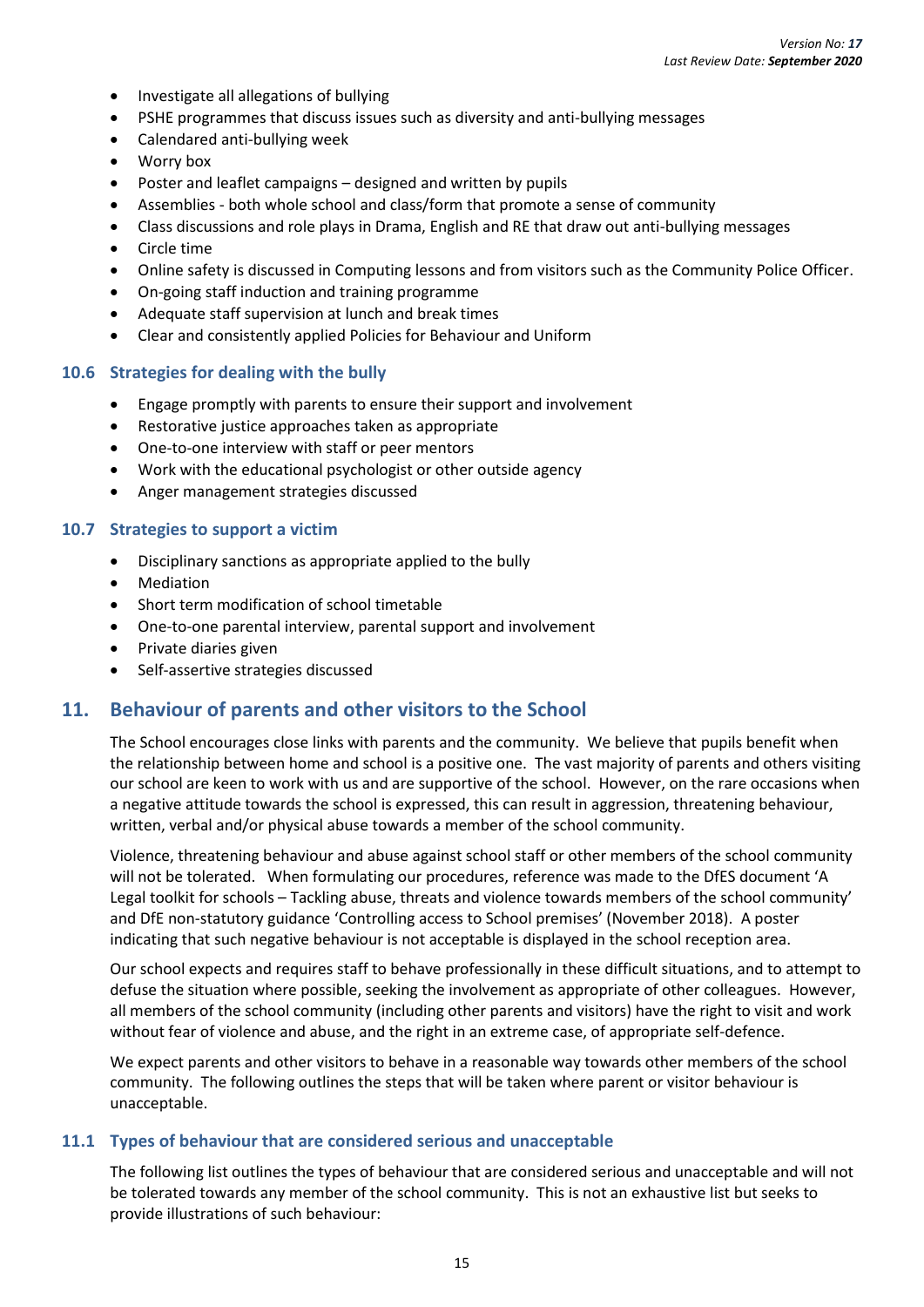- Investigate all allegations of bullying
- PSHE programmes that discuss issues such as diversity and anti-bullying messages
- Calendared anti-bullying week
- Worry box
- Poster and leaflet campaigns – designed and written by pupils
- Assemblies - both whole school and class/form that promote a sense of community
- Class discussions and role plays in Drama, English and RE that draw out anti-bullying messages
- Circle time
- Online safety is discussed in Computing lessons and from visitors such as the Community Police Officer.
- On-going staff induction and training programme
- Adequate staff supervision at lunch and break times
- Clear and consistently applied Policies for Behaviour and Uniform

### 10.6 Strategies for dealing with the bully

- Engage promptly with parents to ensure their support and involvement
- Restorative justice approaches taken as appropriate
- One-to-one interview with staff or peer mentors
- Work with the educational psychologist or other outside agency
- Anger management strategies discussed

### 10.7 Strategies to support a victim

- Disciplinary sanctions as appropriate applied to the bully
- Mediation
- Short term modification of school timetable
- One-to-one parental interview, parental support and involvement
- Private diaries given
- Self-assertive strategies discussed

## 11. Behaviour of parents and other visitors to the School

The School encourages close links with parents and the community. We believe that pupils benefit when the relationship between home and school is a positive one. The vast majority of parents and others visiting our school are keen to work with us and are supportive of the school. However, on the rare occasions when a negative attitude towards the school is expressed, this can result in aggression, threatening behaviour, written, verbal and/or physical abuse towards a member of the school community.

Violence, threatening behaviour and abuse against school staff or other members of the school community will not be tolerated. When formulating our procedures, reference was made to the DfES document 'A Legal toolkit for schools – Tackling abuse, threats and violence towards members of the school community' and DfE non-statutory guidance 'Controlling access to School premises' (November 2018). A poster indicating that such negative behaviour is not acceptable is displayed in the school reception area.

Our school expects and requires staff to behave professionally in these difficult situations, and to attempt to defuse the situation where possible, seeking the involvement as appropriate of other colleagues. However, all members of the school community (including other parents and visitors) have the right to visit and work without fear of violence and abuse, and the right in an extreme case, of appropriate self-defence.

We expect parents and other visitors to behave in a reasonable way towards other members of the school community. The following outlines the steps that will be taken where parent or visitor behaviour is unacceptable.

### 11.1 Types of behaviour that are considered serious and unacceptable

The following list outlines the types of behaviour that are considered serious and unacceptable and will not be tolerated towards any member of the school community. This is not an exhaustive list but seeks to provide illustrations of such behaviour: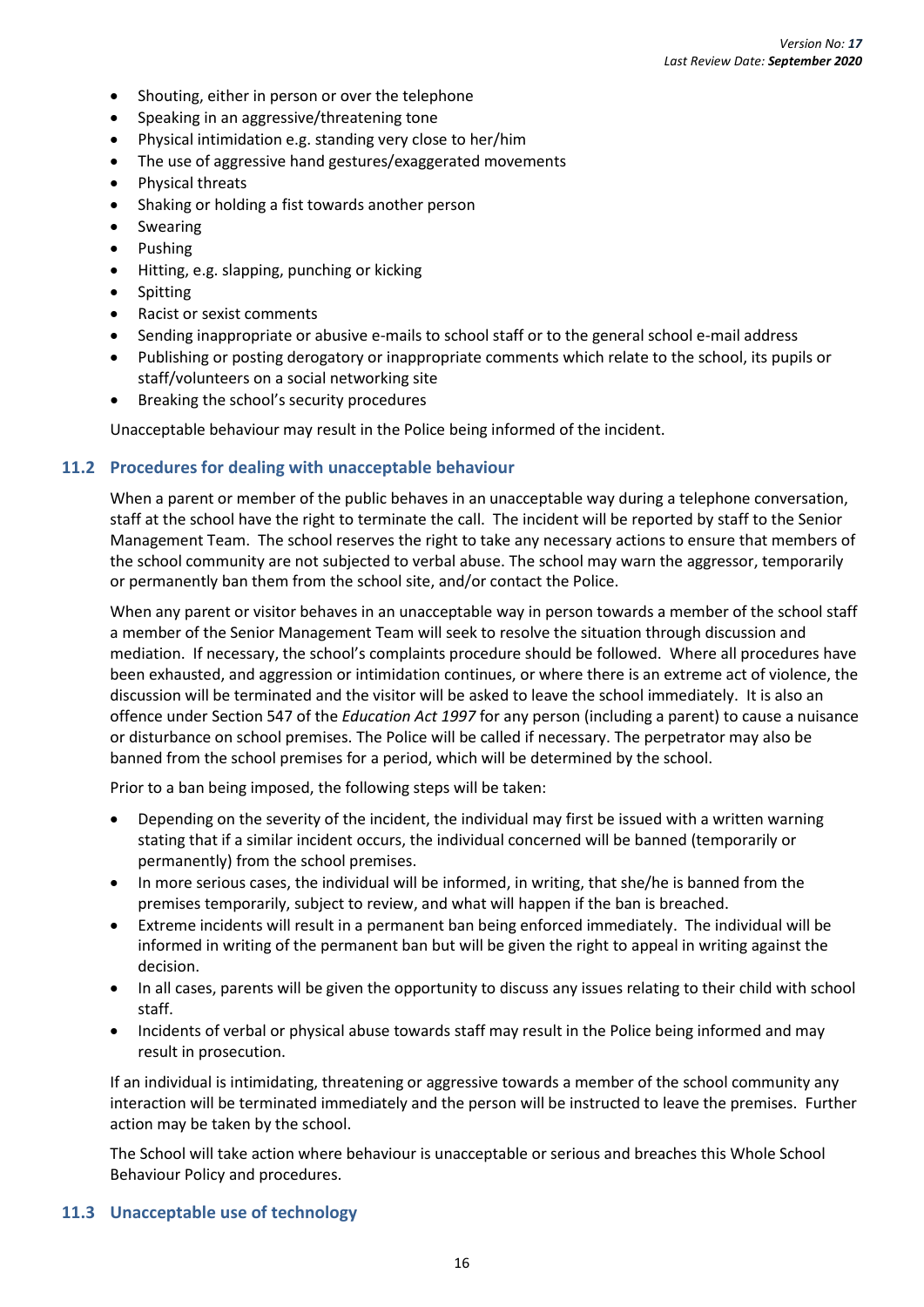- Shouting, either in person or over the telephone
- Speaking in an aggressive/threatening tone
- Physical intimidation e.g. standing very close to her/him
- The use of aggressive hand gestures/exaggerated movements
- Physical threats
- Shaking or holding a fist towards another person
- Swearing
- Pushing
- Hitting, e.g. slapping, punching or kicking
- Spitting
- Racist or sexist comments
- Sending inappropriate or abusive e-mails to school staff or to the general school e-mail address
- Publishing or posting derogatory or inappropriate comments which relate to the school, its pupils or staff/volunteers on a social networking site
- Breaking the school's security procedures

Unacceptable behaviour may result in the Police being informed of the incident.

### 11.2 Procedures for dealing with unacceptable behaviour

When a parent or member of the public behaves in an unacceptable way during a telephone conversation, staff at the school have the right to terminate the call. The incident will be reported by staff to the Senior Management Team. The school reserves the right to take any necessary actions to ensure that members of the school community are not subjected to verbal abuse. The school may warn the aggressor, temporarily or permanently ban them from the school site, and/or contact the Police.

When any parent or visitor behaves in an unacceptable way in person towards a member of the school staff a member of the Senior Management Team will seek to resolve the situation through discussion and mediation. If necessary, the school's complaints procedure should be followed. Where all procedures have been exhausted, and aggression or intimidation continues, or where there is an extreme act of violence, the discussion will be terminated and the visitor will be asked to leave the school immediately. It is also an offence under Section 547 of the *Education Act 1997* for any person (including a parent) to cause a nuisance or disturbance on school premises. The Police will be called if necessary. The perpetrator may also be banned from the school premises for a period, which will be determined by the school.

Prior to a ban being imposed, the following steps will be taken:

- Depending on the severity of the incident, the individual may first be issued with a written warning stating that if a similar incident occurs, the individual concerned will be banned (temporarily or permanently) from the school premises.
- In more serious cases, the individual will be informed, in writing, that she/he is banned from the premises temporarily, subject to review, and what will happen if the ban is breached.
- Extreme incidents will result in a permanent ban being enforced immediately. The individual will be informed in writing of the permanent ban but will be given the right to appeal in writing against the decision.
- In all cases, parents will be given the opportunity to discuss any issues relating to their child with school staff.
- Incidents of verbal or physical abuse towards staff may result in the Police being informed and may result in prosecution.

If an individual is intimidating, threatening or aggressive towards a member of the school community any interaction will be terminated immediately and the person will be instructed to leave the premises. Further action may be taken by the school.

The School will take action where behaviour is unacceptable or serious and breaches this Whole School Behaviour Policy and procedures.

### 11.3 Unacceptable use of technology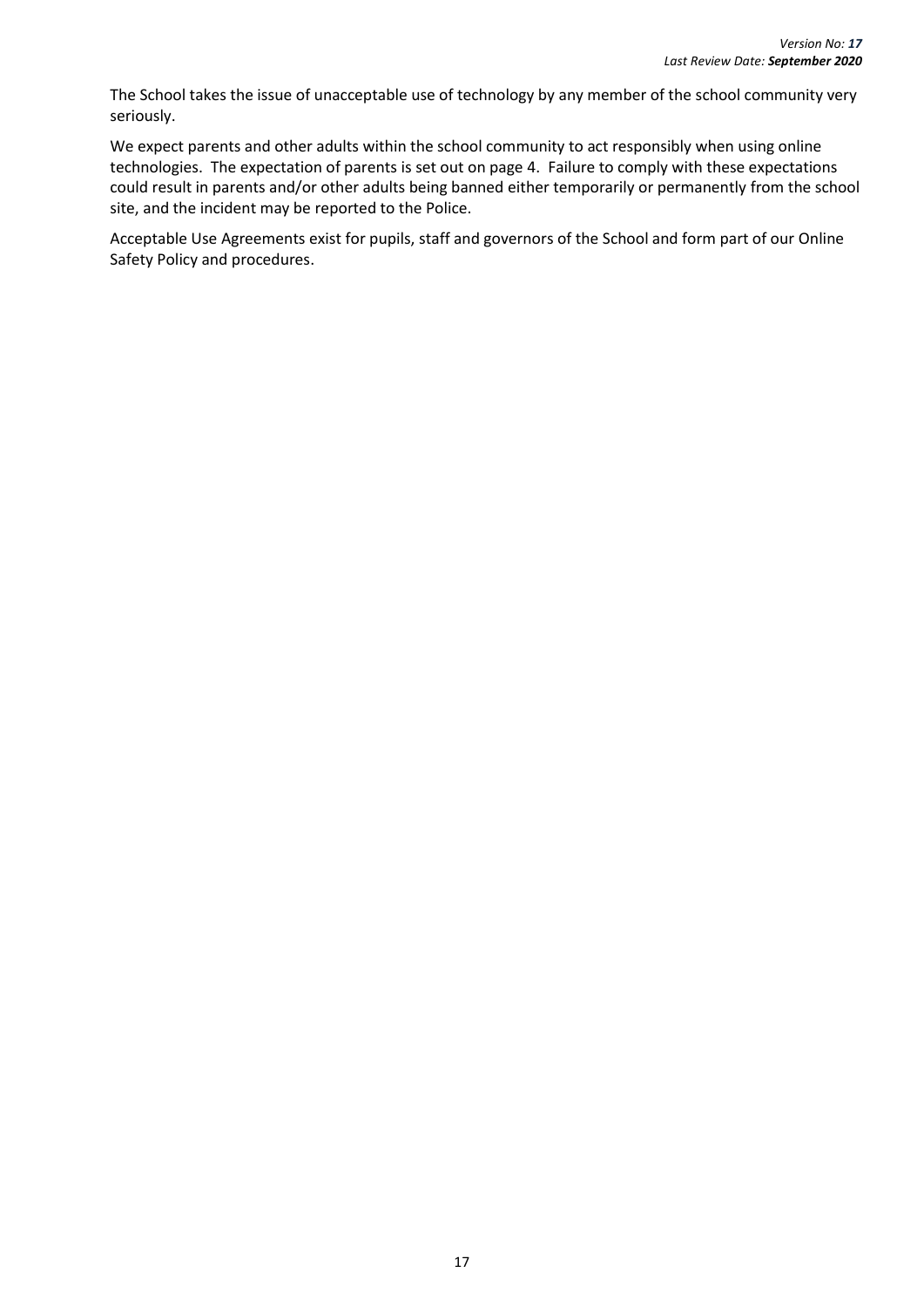The School takes the issue of unacceptable use of technology by any member of the school community very seriously.

We expect parents and other adults within the school community to act responsibly when using online technologies. The expectation of parents is set out on page 4. Failure to comply with these expectations could result in parents and/or other adults being banned either temporarily or permanently from the school site, and the incident may be reported to the Police.

Acceptable Use Agreements exist for pupils, staff and governors of the School and form part of our Online Safety Policy and procedures.